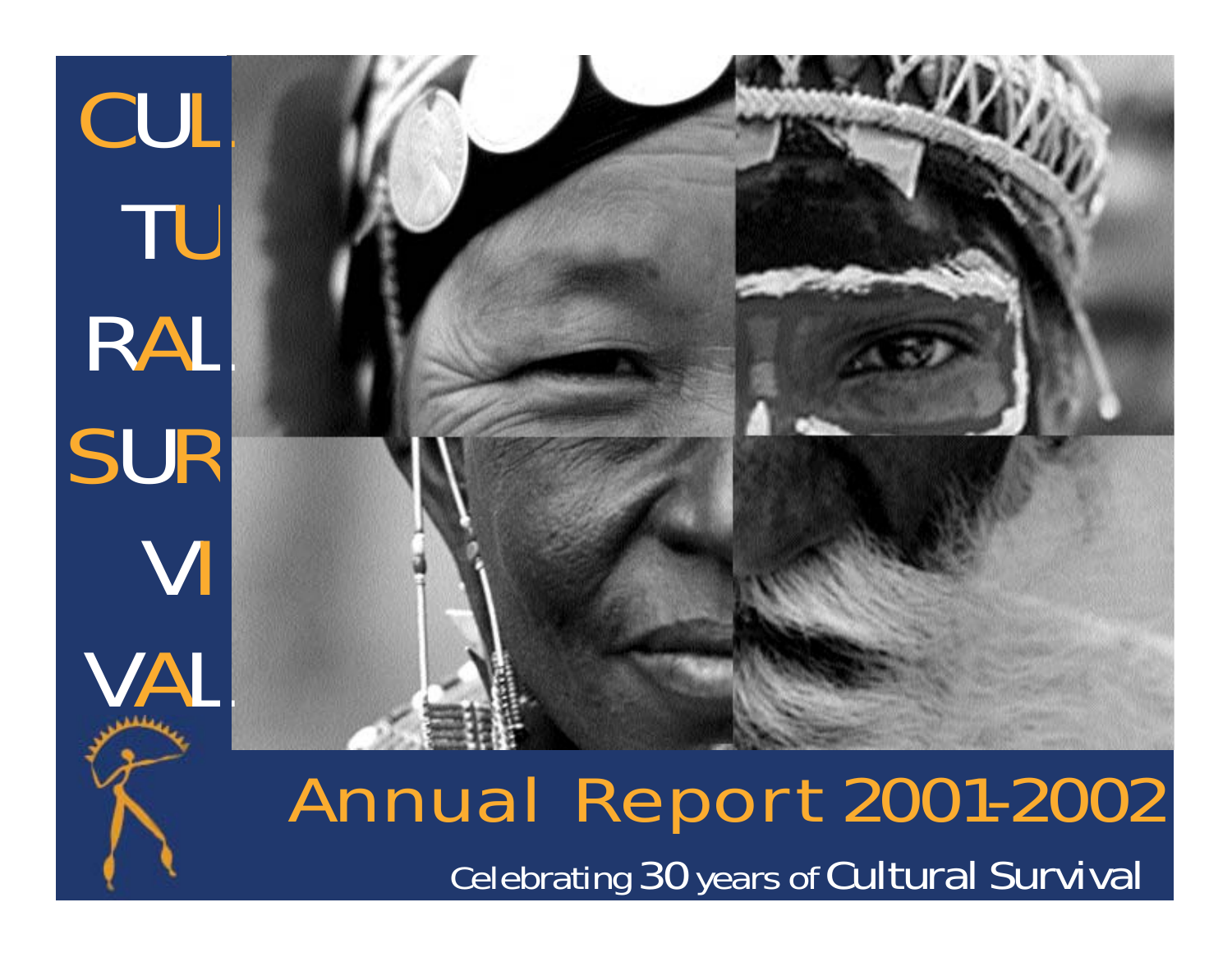CUL-

TU-

RAL

SUR-

VI-

VAL

# Annual Report 2001-2002

Celebrating 30 years of Cultural Survival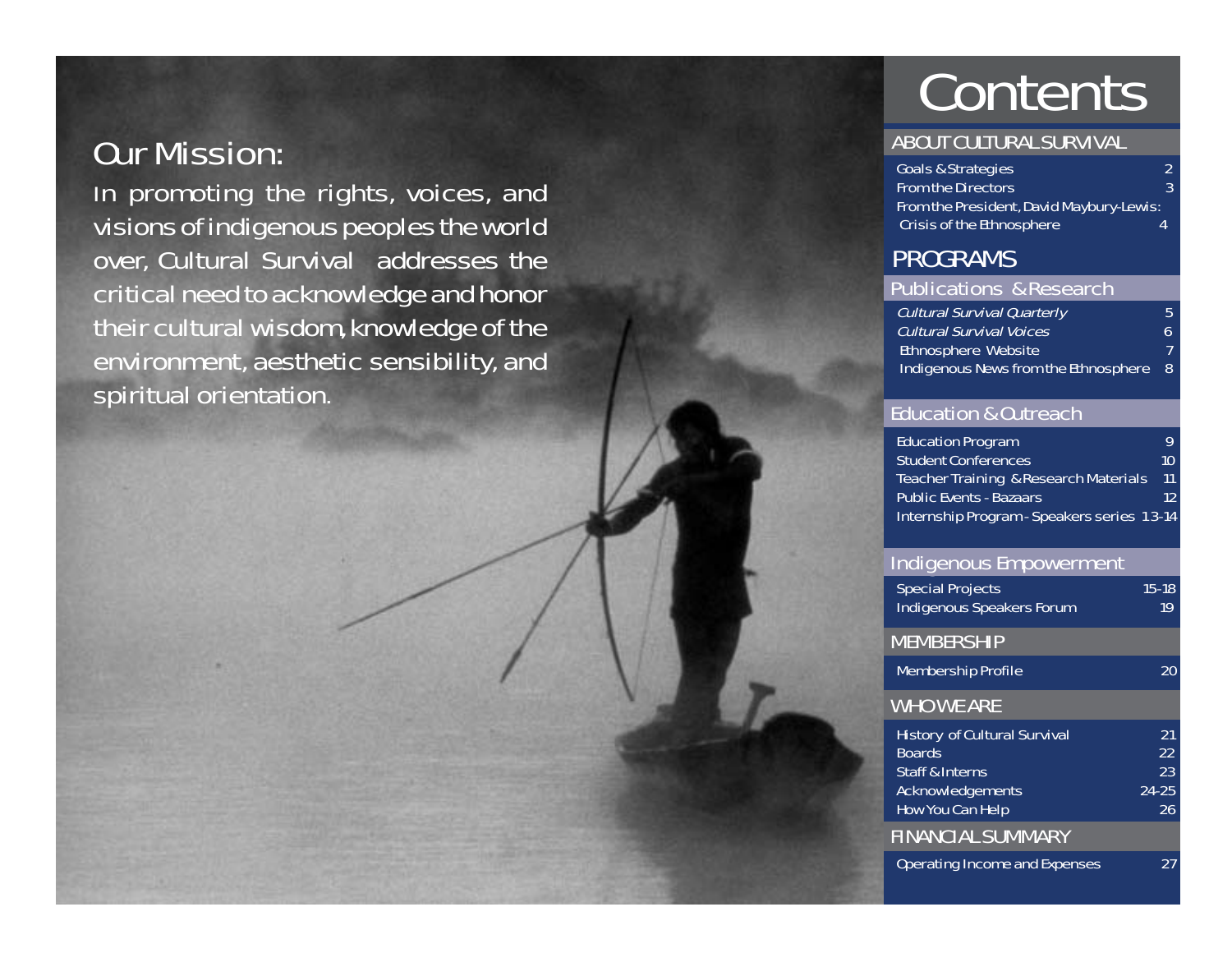## Our Mission:

In promoting the rights, voices, and visions of indigenous peoples the world over, Cultural Survival addresses the critical need to acknowledge and honor their cultural wisdom, knowledge of the environment, aesthetic sensibility, and spiritual orientation.

# Contents

## ABOUT CULTURAL SURVIVAL

| | |
|---|---|
| Goals & Strategies | 2 |
| From the Directors | 3 |
| From the President, David Maybury-Lewis: Crisis of the Ethnosphere | 4 |

## PROGRAMS

### Publications & Research

| | |
|---|---|
| *Cultural Survival Quarterly* | 5 |
| *Cultural Survival Voices* | 6 |
| Ethnosphere Website | 7 |
| Indigenous News from the Ethnosphere | 8 |

### Education & Outreach

| | |
|---|---|
| Education Program | 9 |
| Student Conferences | 10 |
| Teacher Training & Research Materials | 11 |
| Public Events - Bazaars | 12 |
| Internship Program - Speakers series | 13-14 |

### Indigenous Empowerment

| | |
|---|---|
| Special Projects | 15-18 |
| Indigenous Speakers Forum | 19 |

## MEMBERSHIP

| | |
|---|---|
| Membership Profile | 20 |

## WHO WE ARE

| | |
|---|---|
| History of Cultural Survival | 21 |
| Boards | 22 |
| Staff & Interns | 23 |
| Acknowledgements | 24-25 |
| How You Can Help | 26 |

## FINANCIAL SUMMARY

| | |
|---|---|
| Operating Income and Expenses | 27 |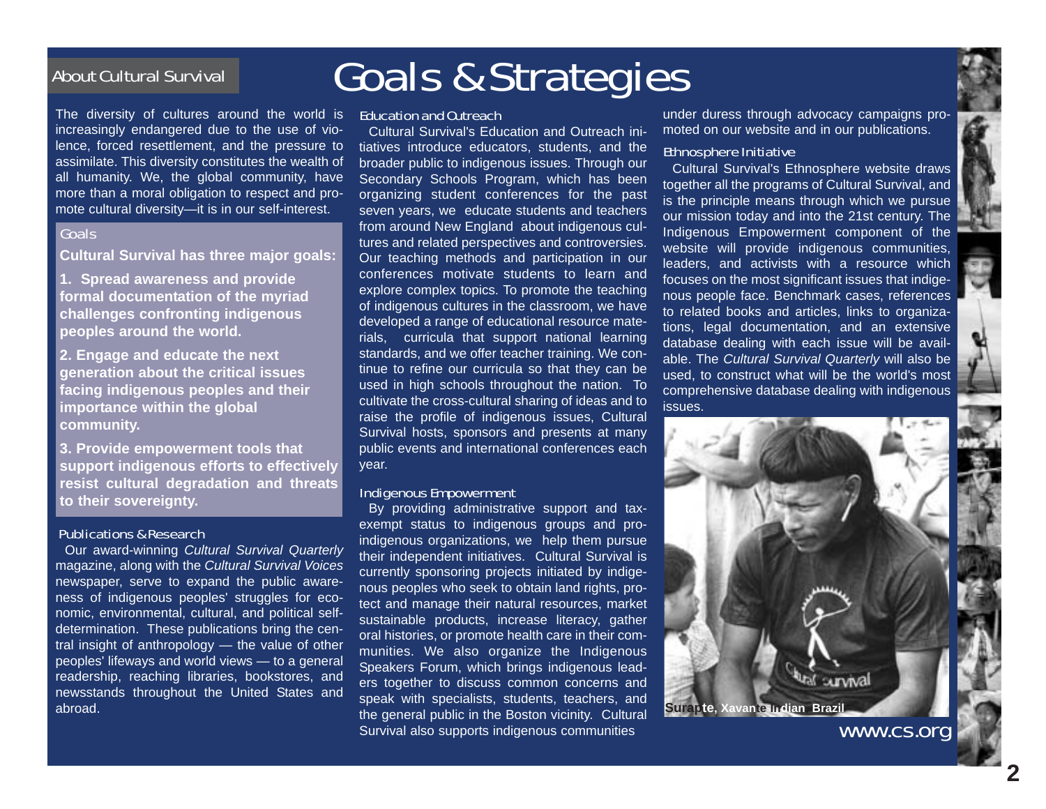About Cultural Survival

# Goals & Strategies

The diversity of cultures around the world is increasingly endangered due to the use of violence, forced resettlement, and the pressure to assimilate. This diversity constitutes the wealth of all humanity. We, the global community, have more than a moral obligation to respect and promote cultural diversity—it is in our self-interest.

## Goals

**Cultural Survival has three major goals:**

**1. Spread awareness and provide formal documentation of the myriad challenges confronting indigenous peoples around the world.**

**2. Engage and educate the next generation about the critical issues facing indigenous peoples and their importance within the global community.**

**3. Provide empowerment tools that support indigenous efforts to effectively resist cultural degradation and threats to their sovereignty.**

## Publications & Research

Our award-winning *Cultural Survival Quarterly* magazine, along with the *Cultural Survival Voices* newspaper, serve to expand the public awareness of indigenous peoples' struggles for economic, environmental, cultural, and political self-determination. These publications bring the central insight of anthropology — the value of other peoples' lifeways and world views — to a general readership, reaching libraries, bookstores, and newsstands throughout the United States and abroad.

## Education and Outreach

Cultural Survival's Education and Outreach initiatives introduce educators, students, and the broader public to indigenous issues. Through our Secondary Schools Program, which has been organizing student conferences for the past seven years, we educate students and teachers from around New England about indigenous cultures and related perspectives and controversies. Our teaching methods and participation in our conferences motivate students to learn and explore complex topics. To promote the teaching of indigenous cultures in the classroom, we have developed a range of educational resource materials, curricula that support national learning standards, and we offer teacher training. We continue to refine our curricula so that they can be used in high schools throughout the nation. To cultivate the cross-cultural sharing of ideas and to raise the profile of indigenous issues, Cultural Survival hosts, sponsors and presents at many public events and international conferences each year.

## Indigenous Empowerment

By providing administrative support and tax-exempt status to indigenous groups and pro-indigenous organizations, we help them pursue their independent initiatives. Cultural Survival is currently sponsoring projects initiated by indigenous peoples who seek to obtain land rights, protect and manage their natural resources, market sustainable products, increase literacy, gather oral histories, or promote health care in their communities. We also organize the Indigenous Speakers Forum, which brings indigenous leaders together to discuss common concerns and speak with specialists, students, teachers, and the general public in the Boston vicinity. Cultural Survival also supports indigenous communities under duress through advocacy campaigns promoted on our website and in our publications.

## Ethnosphere Initiative

Cultural Survival's Ethnosphere website draws together all the programs of Cultural Survival, and is the principle means through which we pursue our mission today and into the 21st century. The Indigenous Empowerment component of the website will provide indigenous communities, leaders, and activists with a resource which focuses on the most significant issues that indigenous people face. Benchmark cases, references to related books and articles, links to organizations, legal documentation, and an extensive database dealing with each issue will be available. The *Cultural Survival Quarterly* will also be used, to construct what will be the world's most comprehensive database dealing with indigenous issues.

Surapte, Xavante Indian Brazil

www.cs.org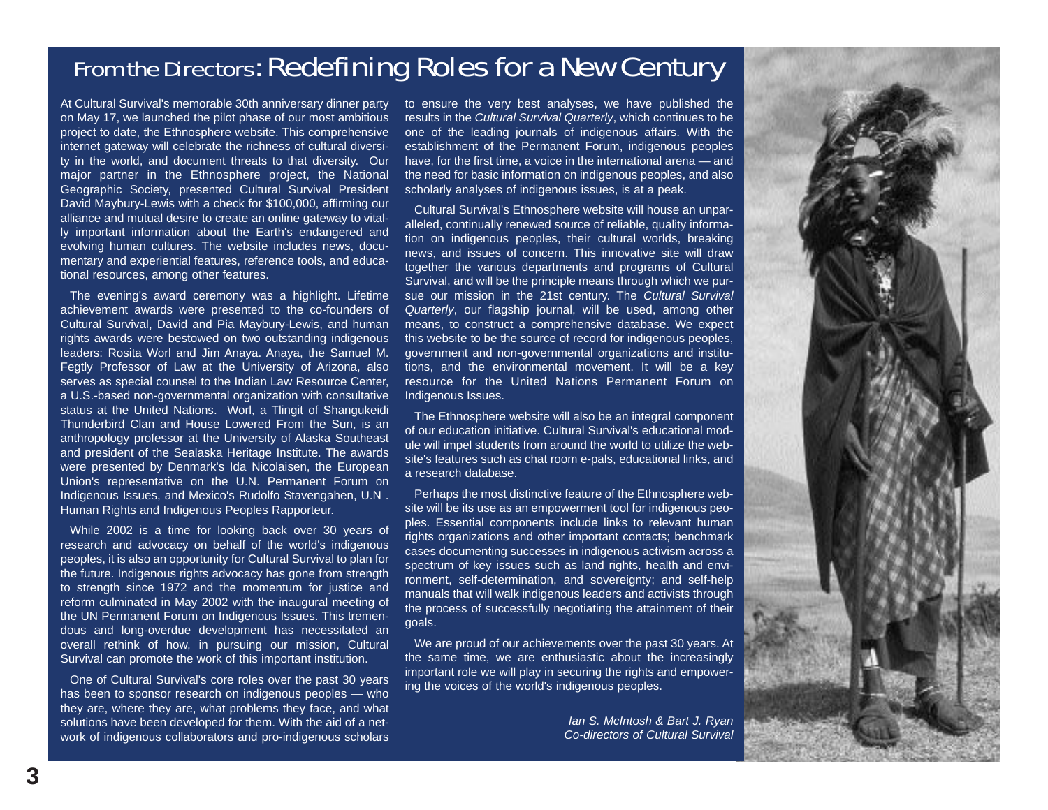# From the Directors: Redefining Roles for a New Century

At Cultural Survival's memorable 30th anniversary dinner party on May 17, we launched the pilot phase of our most ambitious project to date, the Ethnosphere website. This comprehensive internet gateway will celebrate the richness of cultural diversity in the world, and document threats to that diversity. Our major partner in the Ethnosphere project, the National Geographic Society, presented Cultural Survival President David Maybury-Lewis with a check for $100,000, affirming our alliance and mutual desire to create an online gateway to vitally important information about the Earth's endangered and evolving human cultures. The website includes news, documentary and experiential features, reference tools, and educational resources, among other features.

The evening's award ceremony was a highlight. Lifetime achievement awards were presented to the co-founders of Cultural Survival, David and Pia Maybury-Lewis, and human rights awards were bestowed on two outstanding indigenous leaders: Rosita Worl and Jim Anaya. Anaya, the Samuel M. Fegtly Professor of Law at the University of Arizona, also serves as special counsel to the Indian Law Resource Center, a U.S.-based non-governmental organization with consultative status at the United Nations. Worl, a Tlingit of Shangukeidi Thunderbird Clan and House Lowered From the Sun, is an anthropology professor at the University of Alaska Southeast and president of the Sealaska Heritage Institute. The awards were presented by Denmark's Ida Nicolaisen, the European Union's representative on the U.N. Permanent Forum on Indigenous Issues, and Mexico's Rudolfo Stavengahen, U.N. Human Rights and Indigenous Peoples Rapporteur.

While 2002 is a time for looking back over 30 years of research and advocacy on behalf of the world's indigenous peoples, it is also an opportunity for Cultural Survival to plan for the future. Indigenous rights advocacy has gone from strength to strength since 1972 and the momentum for justice and reform culminated in May 2002 with the inaugural meeting of the UN Permanent Forum on Indigenous Issues. This tremendous and long-overdue development has necessitated an overall rethink of how, in pursuing our mission, Cultural Survival can promote the work of this important institution.

One of Cultural Survival's core roles over the past 30 years has been to sponsor research on indigenous peoples — who they are, where they are, what problems they face, and what solutions have been developed for them. With the aid of a network of indigenous collaborators and pro-indigenous scholars to ensure the very best analyses, we have published the results in the *Cultural Survival Quarterly*, which continues to be one of the leading journals of indigenous affairs. With the establishment of the Permanent Forum, indigenous peoples have, for the first time, a voice in the international arena — and the need for basic information on indigenous peoples, and also scholarly analyses of indigenous issues, is at a peak.

Cultural Survival's Ethnosphere website will house an unparalleled, continually renewed source of reliable, quality information on indigenous peoples, their cultural worlds, breaking news, and issues of concern. This innovative site will draw together the various departments and programs of Cultural Survival, and will be the principle means through which we pursue our mission in the 21st century. The *Cultural Survival Quarterly*, our flagship journal, will be used, among other means, to construct a comprehensive database. We expect this website to be the source of record for indigenous peoples, government and non-governmental organizations and institutions, and the environmental movement. It will be a key resource for the United Nations Permanent Forum on Indigenous Issues.

The Ethnosphere website will also be an integral component of our education initiative. Cultural Survival's educational module will impel students from around the world to utilize the website's features such as chat room e-pals, educational links, and a research database.

Perhaps the most distinctive feature of the Ethnosphere website will be its use as an empowerment tool for indigenous peoples. Essential components include links to relevant human rights organizations and other important contacts; benchmark cases documenting successes in indigenous activism across a spectrum of key issues such as land rights, health and environment, self-determination, and sovereignty; and self-help manuals that will walk indigenous leaders and activists through the process of successfully negotiating the attainment of their goals.

We are proud of our achievements over the past 30 years. At the same time, we are enthusiastic about the increasingly important role we will play in securing the rights and empowering the voices of the world's indigenous peoples.

*Ian S. McIntosh & Bart J. Ryan*
*Co-directors of Cultural Survival*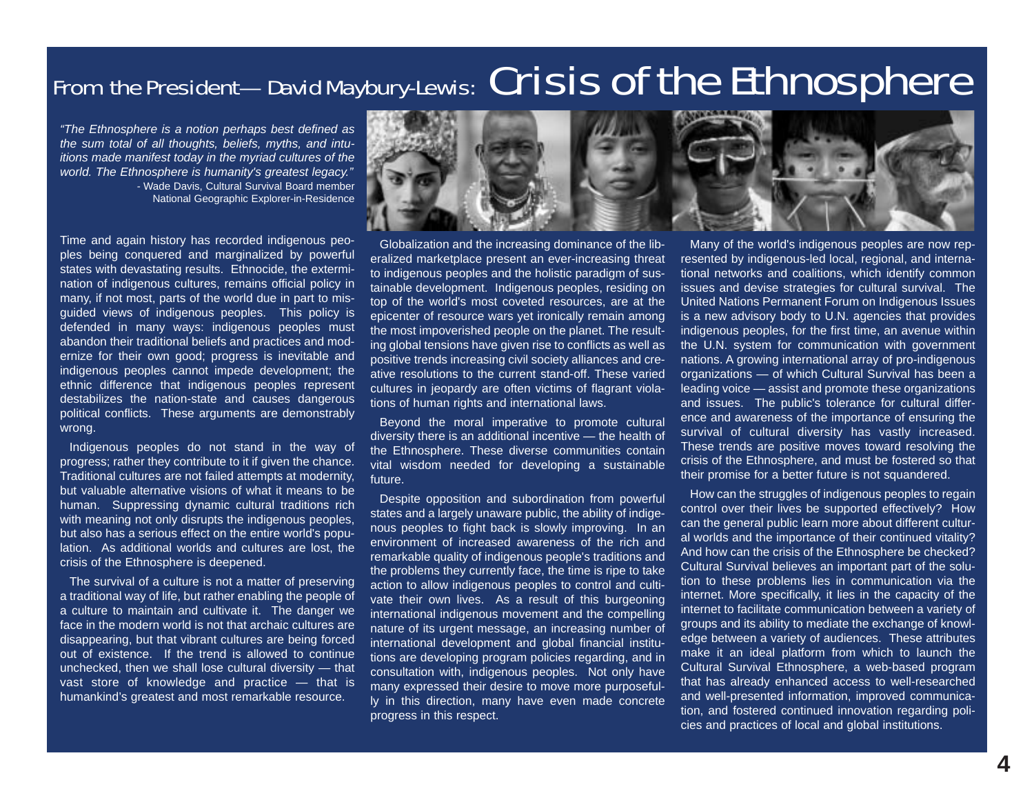# From the President— David Maybury-Lewis: Crisis of the Ethnosphere

*"The Ethnosphere is a notion perhaps best defined as the sum total of all thoughts, beliefs, myths, and intuitions made manifest today in the myriad cultures of the world. The Ethnosphere is humanity's greatest legacy."*
- Wade Davis, Cultural Survival Board member
National Geographic Explorer-in-Residence

Time and again history has recorded indigenous peoples being conquered and marginalized by powerful states with devastating results. Ethnocide, the extermination of indigenous cultures, remains official policy in many, if not most, parts of the world due in part to misguided views of indigenous peoples. This policy is defended in many ways: indigenous peoples must abandon their traditional beliefs and practices and modernize for their own good; progress is inevitable and indigenous peoples cannot impede development; the ethnic difference that indigenous peoples represent destabilizes the nation-state and causes dangerous political conflicts. These arguments are demonstrably wrong.

Indigenous peoples do not stand in the way of progress; rather they contribute to it if given the chance. Traditional cultures are not failed attempts at modernity, but valuable alternative visions of what it means to be human. Suppressing dynamic cultural traditions rich with meaning not only disrupts the indigenous peoples, but also has a serious effect on the entire world's population. As additional worlds and cultures are lost, the crisis of the Ethnosphere is deepened.

The survival of a culture is not a matter of preserving a traditional way of life, but rather enabling the people of a culture to maintain and cultivate it. The danger we face in the modern world is not that archaic cultures are disappearing, but that vibrant cultures are being forced out of existence. If the trend is allowed to continue unchecked, then we shall lose cultural diversity — that vast store of knowledge and practice — that is humankind's greatest and most remarkable resource.

Globalization and the increasing dominance of the liberalized marketplace present an ever-increasing threat to indigenous peoples and the holistic paradigm of sustainable development. Indigenous peoples, residing on top of the world's most coveted resources, are at the epicenter of resource wars yet ironically remain among the most impoverished people on the planet. The resulting global tensions have given rise to conflicts as well as positive trends increasing civil society alliances and creative resolutions to the current stand-off. These varied cultures in jeopardy are often victims of flagrant violations of human rights and international laws.

Beyond the moral imperative to promote cultural diversity there is an additional incentive — the health of the Ethnosphere. These diverse communities contain vital wisdom needed for developing a sustainable future.

Despite opposition and subordination from powerful states and a largely unaware public, the ability of indigenous peoples to fight back is slowly improving. In an environment of increased awareness of the rich and remarkable quality of indigenous people's traditions and the problems they currently face, the time is ripe to take action to allow indigenous peoples to control and cultivate their own lives. As a result of this burgeoning international indigenous movement and the compelling nature of its urgent message, an increasing number of international development and global financial institutions are developing program policies regarding, and in consultation with, indigenous peoples. Not only have many expressed their desire to move more purposefully in this direction, many have even made concrete progress in this respect.

Many of the world's indigenous peoples are now represented by indigenous-led local, regional, and international networks and coalitions, which identify common issues and devise strategies for cultural survival. The United Nations Permanent Forum on Indigenous Issues is a new advisory body to U.N. agencies that provides indigenous peoples, for the first time, an avenue within the U.N. system for communication with government nations. A growing international array of pro-indigenous organizations — of which Cultural Survival has been a leading voice — assist and promote these organizations and issues. The public's tolerance for cultural difference and awareness of the importance of ensuring the survival of cultural diversity has vastly increased. These trends are positive moves toward resolving the crisis of the Ethnosphere, and must be fostered so that their promise for a better future is not squandered.

How can the struggles of indigenous peoples to regain control over their lives be supported effectively? How can the general public learn more about different cultural worlds and the importance of their continued vitality? And how can the crisis of the Ethnosphere be checked? Cultural Survival believes an important part of the solution to these problems lies in communication via the internet. More specifically, it lies in the capacity of the internet to facilitate communication between a variety of groups and its ability to mediate the exchange of knowledge between a variety of audiences. These attributes make it an ideal platform from which to launch the Cultural Survival Ethnosphere, a web-based program that has already enhanced access to well-researched and well-presented information, improved communication, and fostered continued innovation regarding policies and practices of local and global institutions.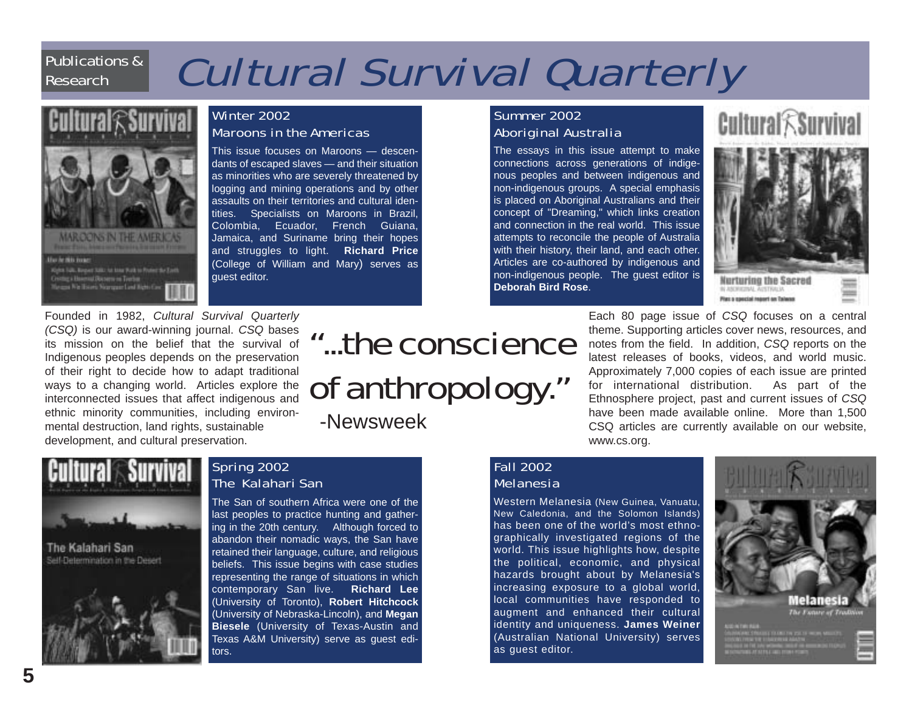Publications & Research

# Cultural Survival Quarterly

## Winter 2002
### Maroons in the Americas

This issue focuses on Maroons — descendants of escaped slaves — and their situation as minorities who are severely threatened by logging and mining operations and by other assaults on their territories and cultural identities. Specialists on Maroons in Brazil, Colombia, Ecuador, French Guiana, Jamaica, and Suriname bring their hopes and struggles to light. **Richard Price** (College of William and Mary) serves as guest editor.

## Summer 2002
### Aboriginal Australia

The essays in this issue attempt to make connections across generations of indigenous peoples and between indigenous and non-indigenous groups. A special emphasis is placed on Aboriginal Australians and their concept of "Dreaming," which links creation and connection in the real world. This issue attempts to reconcile the people of Australia with their history, their land, and each other. Articles are co-authored by indigenous and non-indigenous people. The guest editor is **Deborah Bird Rose**.

Founded in 1982, *Cultural Survival Quarterly (CSQ)* is our award-winning journal. *CSQ* bases its mission on the belief that the survival of Indigenous peoples depends on the preservation of their right to decide how to adapt traditional ways to a changing world. Articles explore the interconnected issues that affect indigenous and ethnic minority communities, including environmental destruction, land rights, sustainable development, and cultural preservation.

> "...the conscience of anthropology."
> -Newsweek

Each 80 page issue of *CSQ* focuses on a central theme. Supporting articles cover news, resources, and notes from the field. In addition, *CSQ* reports on the latest releases of books, videos, and world music. Approximately 7,000 copies of each issue are printed for international distribution. As part of the Ethnosphere project, past and current issues of *CSQ* have been made available online. More than 1,500 CSQ articles are currently available on our website, www.cs.org.

## Spring 2002
### The Kalahari San

The San of southern Africa were one of the last peoples to practice hunting and gathering in the 20th century. Although forced to abandon their nomadic ways, the San have retained their language, culture, and religious beliefs. This issue begins with case studies representing the range of situations in which contemporary San live. **Richard Lee** (University of Toronto), **Robert Hitchcock** (University of Nebraska-Lincoln), and **Megan Biesele** (University of Texas-Austin and Texas A&M University) serve as guest editors.

## Fall 2002
### Melanesia

Western Melanesia (New Guinea, Vanuatu, New Caledonia, and the Solomon Islands) has been one of the world's most ethnographically investigated regions of the world. This issue highlights how, despite the political, economic, and physical hazards brought about by Melanesia's increasing exposure to a global world, local communities have responded to augment and enhanced their cultural identity and uniqueness. **James Weiner** (Australian National University) serves as guest editor.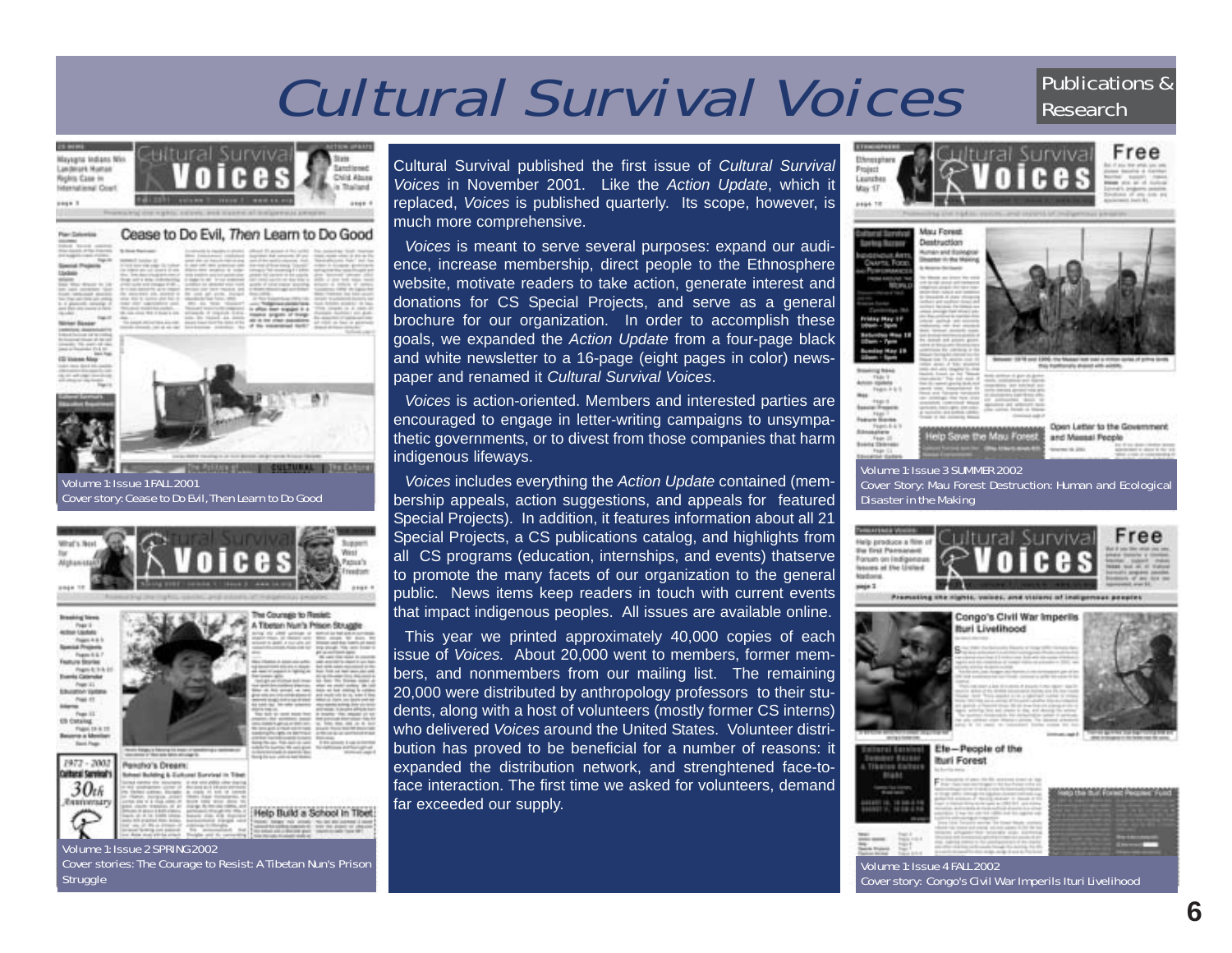# Cultural Survival Voices

Publications & Research

Cultural Survival published the first issue of *Cultural Survival Voices* in November 2001. Like the *Action Update*, which it replaced, *Voices* is published quarterly. Its scope, however, is much more comprehensive.

*Voices* is meant to serve several purposes: expand our audience, increase membership, direct people to the Ethnosphere website, motivate readers to take action, generate interest and donations for CS Special Projects, and serve as a general brochure for our organization. In order to accomplish these goals, we expanded the *Action Update* from a four-page black and white newsletter to a 16-page (eight pages in color) newspaper and renamed it *Cultural Survival Voices*.

*Voices* is action-oriented. Members and interested parties are encouraged to engage in letter-writing campaigns to unsympathetic governments, or to divest from those companies that harm indigenous lifeways.

*Voices* includes everything the *Action Update* contained (membership appeals, action suggestions, and appeals for featured Special Projects). In addition, it features information about all 21 Special Projects, a CS publications catalog, and highlights from all CS programs (education, internships, and events) thatserve to promote the many facets of our organization to the general public. News items keep readers in touch with current events that impact indigenous peoples. All issues are available online.

This year we printed approximately 40,000 copies of each issue of *Voices.* About 20,000 went to members, former members, and nonmembers from our mailing list. The remaining 20,000 were distributed by anthropology professors to their students, along with a host of volunteers (mostly former CS interns) who delivered *Voices* around the United States. Volunteer distribution has proved to be beneficial for a number of reasons: it expanded the distribution network, and strenghtened face-to-face interaction. The first time we asked for volunteers, demand far exceeded our supply.

Volume 1: Issue 1 FALL 2001
Cover story: Cease to Do Evil, Then Learn to Do Good

Volume 1: Issue 2 SPRING 2002
Cover stories: The Courage to Resist: A Tibetan Nun's Prison Struggle

Volume 1: Issue 3 SUMMER 2002
Cover Story: Mau Forest Destruction: Human and Ecological Disaster in the Making

Volume 1: Issue 4 FALL 2002
Cover story: Congo's Civil War Imperils Ituri Livelihood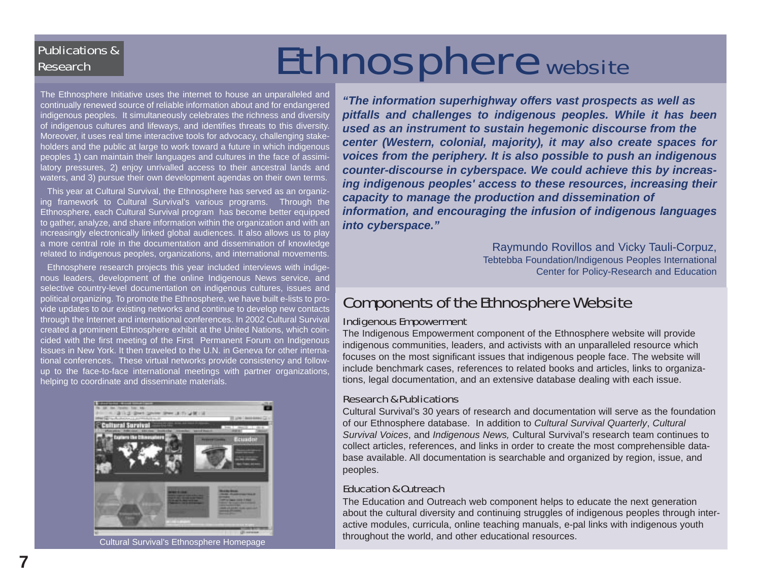Publications & Research

# Ethnosphere website

The Ethnosphere Initiative uses the internet to house an unparalleled and continually renewed source of reliable information about and for endangered indigenous peoples. It simultaneously celebrates the richness and diversity of indigenous cultures and lifeways, and identifies threats to this diversity. Moreover, it uses real time interactive tools for advocacy, challenging stakeholders and the public at large to work toward a future in which indigenous peoples 1) can maintain their languages and cultures in the face of assimilatory pressures, 2) enjoy unrivalled access to their ancestral lands and waters, and 3) pursue their own development agendas on their own terms.

This year at Cultural Survival, the Ethnosphere has served as an organizing framework to Cultural Survival's various programs. Through the Ethnosphere, each Cultural Survival program has become better equipped to gather, analyze, and share information within the organization and with an increasingly electronically linked global audiences. It also allows us to play a more central role in the documentation and dissemination of knowledge related to indigenous peoples, organizations, and international movements.

Ethnosphere research projects this year included interviews with indigenous leaders, development of the online Indigenous News service, and selective country-level documentation on indigenous cultures, issues and political organizing. To promote the Ethnosphere, we have built e-lists to provide updates to our existing networks and continue to develop new contacts through the Internet and international conferences. In 2002 Cultural Survival created a prominent Ethnosphere exhibit at the United Nations, which coincided with the first meeting of the First Permanent Forum on Indigenous Issues in New York. It then traveled to the U.N. in Geneva for other international conferences. These virtual networks provide consistency and follow-up to the face-to-face international meetings with partner organizations, helping to coordinate and disseminate materials.

Cultural Survival's Ethnosphere Homepage

***"The information superhighway offers vast prospects as well as pitfalls and challenges to indigenous peoples. While it has been used as an instrument to sustain hegemonic discourse from the center (Western, colonial, majority), it may also create spaces for voices from the periphery. It is also possible to push an indigenous counter-discourse in cyberspace. We could achieve this by increasing indigenous peoples' access to these resources, increasing their capacity to manage the production and dissemination of information, and encouraging the infusion of indigenous languages into cyberspace."***

Raymundo Rovillos and Vicky Tauli-Corpuz,
Tebtebba Foundation/Indigenous Peoples International
Center for Policy-Research and Education

## Components of the Ethnosphere Website

### Indigenous Empowerment

The Indigenous Empowerment component of the Ethnosphere website will provide indigenous communities, leaders, and activists with an unparalleled resource which focuses on the most significant issues that indigenous people face. The website will include benchmark cases, references to related books and articles, links to organizations, legal documentation, and an extensive database dealing with each issue.

### Research & Publications

Cultural Survival's 30 years of research and documentation will serve as the foundation of our Ethnosphere database. In addition to *Cultural Survival Quarterly*, *Cultural Survival Voices*, and *Indigenous News,* Cultural Survival's research team continues to collect articles, references, and links in order to create the most comprehensible database available. All documentation is searchable and organized by region, issue, and peoples.

### Education & Outreach

The Education and Outreach web component helps to educate the next generation about the cultural diversity and continuing struggles of indigenous peoples through interactive modules, curricula, online teaching manuals, e-pal links with indigenous youth throughout the world, and other educational resources.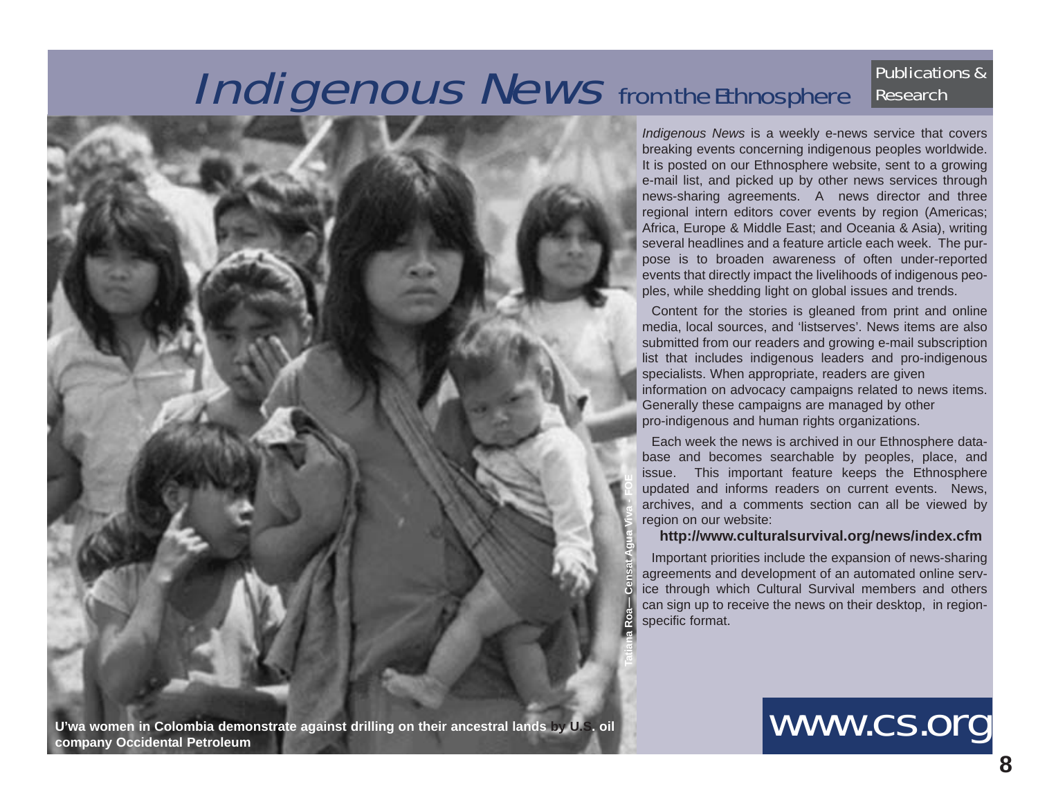# *Indigenous News* from the Ethnosphere

Publications & Research

U'wa women in Colombia demonstrate against drilling on their ancestral lands by U.S. oil company Occidental Petroleum

Tatiana Roa— Censat Agua Viva - FOE

*Indigenous News* is a weekly e-news service that covers breaking events concerning indigenous peoples worldwide. It is posted on our Ethnosphere website, sent to a growing e-mail list, and picked up by other news services through news-sharing agreements. A news director and three regional intern editors cover events by region (Americas; Africa, Europe & Middle East; and Oceania & Asia), writing several headlines and a feature article each week. The purpose is to broaden awareness of often under-reported events that directly impact the livelihoods of indigenous peoples, while shedding light on global issues and trends.

Content for the stories is gleaned from print and online media, local sources, and 'listserves'. News items are also submitted from our readers and growing e-mail subscription list that includes indigenous leaders and pro-indigenous specialists. When appropriate, readers are given information on advocacy campaigns related to news items. Generally these campaigns are managed by other pro-indigenous and human rights organizations.

Each week the news is archived in our Ethnosphere database and becomes searchable by peoples, place, and issue. This important feature keeps the Ethnosphere updated and informs readers on current events. News, archives, and a comments section can all be viewed by region on our website:

**http://www.culturalsurvival.org/news/index.cfm**

Important priorities include the expansion of news-sharing agreements and development of an automated online service through which Cultural Survival members and others can sign up to receive the news on their desktop, in region-specific format.

www.cs.org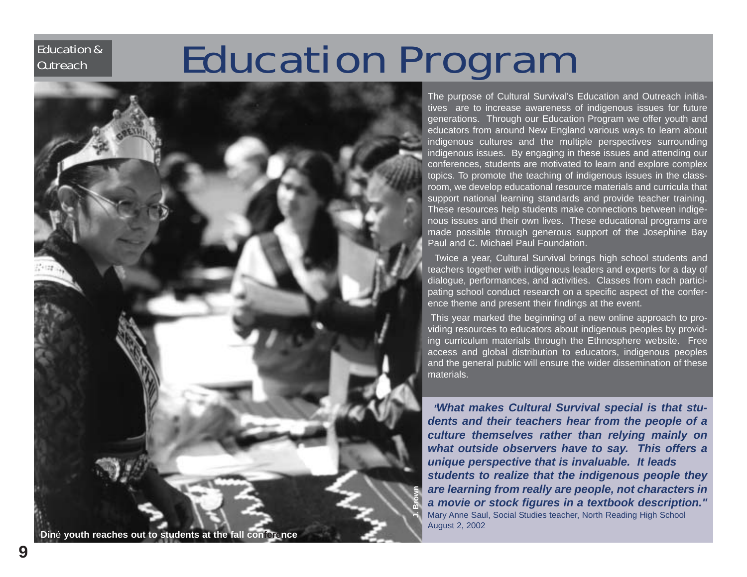Education & Outreach

# Education Program

Diné youth reaches out to students at the fall conference

J. Brown

The purpose of Cultural Survival's Education and Outreach initiatives are to increase awareness of indigenous issues for future generations. Through our Education Program we offer youth and educators from around New England various ways to learn about indigenous cultures and the multiple perspectives surrounding indigenous issues. By engaging in these issues and attending our conferences, students are motivated to learn and explore complex topics. To promote the teaching of indigenous issues in the classroom, we develop educational resource materials and curricula that support national learning standards and provide teacher training. These resources help students make connections between indigenous issues and their own lives. These educational programs are made possible through generous support of the Josephine Bay Paul and C. Michael Paul Foundation.

Twice a year, Cultural Survival brings high school students and teachers together with indigenous leaders and experts for a day of dialogue, performances, and activities. Classes from each participating school conduct research on a specific aspect of the conference theme and present their findings at the event.

This year marked the beginning of a new online approach to providing resources to educators about indigenous peoples by providing curriculum materials through the Ethnosphere website. Free access and global distribution to educators, indigenous peoples and the general public will ensure the wider dissemination of these materials.

***"What makes Cultural Survival special is that students and their teachers hear from the people of a culture themselves rather than relying mainly on what outside observers have to say. This offers a unique perspective that is invaluable. It leads students to realize that the indigenous people they are learning from really are people, not characters in a movie or stock figures in a textbook description."***

Mary Anne Saul, Social Studies teacher, North Reading High School
August 2, 2002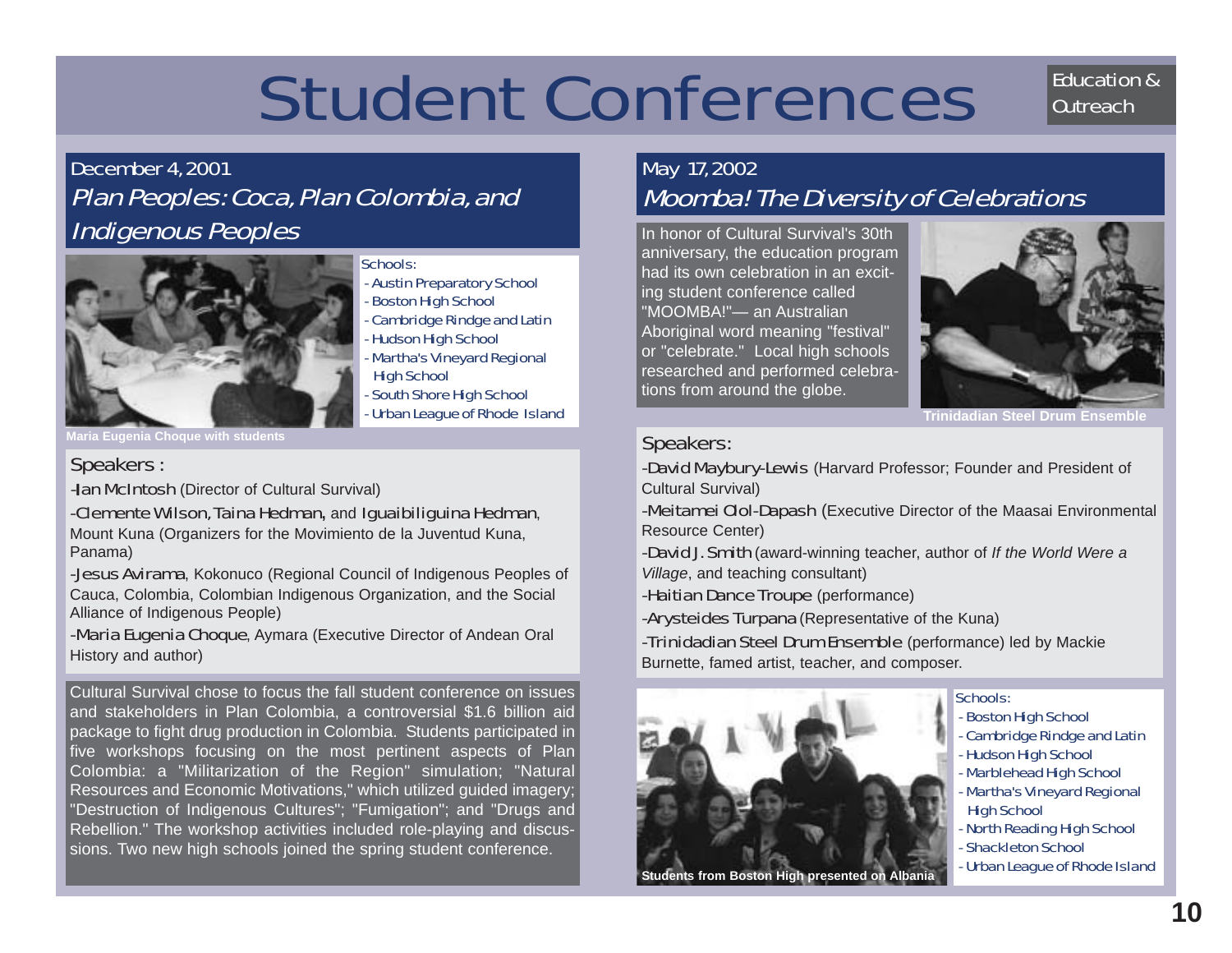# Student Conferences

Education & Outreach

## December 4, 2001

### *Plan Peoples: Coca, Plan Colombia, and Indigenous Peoples*

Maria Eugenia Choque with students

Schools:

- Austin Preparatory School
- Boston High School
- Cambridge Rindge and Latin
- Hudson High School
- Martha's Vineyard Regional High School
- South Shore High School
- Urban League of Rhode Island

Speakers :

-Ian McIntosh (Director of Cultural Survival)

-Clemente Wilson, Taina Hedman, and Iguaibiliguina Hedman, Mount Kuna (Organizers for the Movimiento de la Juventud Kuna, Panama)

-Jesus Avirama, Kokonuco (Regional Council of Indigenous Peoples of Cauca, Colombia, Colombian Indigenous Organization, and the Social Alliance of Indigenous People)

-Maria Eugenia Choque, Aymara (Executive Director of Andean Oral History and author)

Cultural Survival chose to focus the fall student conference on issues and stakeholders in Plan Colombia, a controversial $1.6 billion aid package to fight drug production in Colombia. Students participated in five workshops focusing on the most pertinent aspects of Plan Colombia: a "Militarization of the Region" simulation; "Natural Resources and Economic Motivations," which utilized guided imagery; "Destruction of Indigenous Cultures"; "Fumigation"; and "Drugs and Rebellion." The workshop activities included role-playing and discussions. Two new high schools joined the spring student conference.

## May 17, 2002

### *Moomba! The Diversity of Celebrations*

In honor of Cultural Survival's 30th anniversary, the education program had its own celebration in an exciting student conference called "MOOMBA!"— an Australian Aboriginal word meaning "festival" or "celebrate." Local high schools researched and performed celebrations from around the globe.

Trinidadian Steel Drum Ensemble

Speakers:

-David Maybury-Lewis (Harvard Professor; Founder and President of Cultural Survival)

-Meitamei Olol-Dapash (Executive Director of the Maasai Environmental Resource Center)

-David J. Smith (award-winning teacher, author of *If the World Were a Village*, and teaching consultant)

-Haitian Dance Troupe (performance)

-Arysteides Turpana (Representative of the Kuna)

-Trinidadian Steel Drum Ensemble (performance) led by Mackie Burnette, famed artist, teacher, and composer.

Students from Boston High presented on Albania

Schools:

- Boston High School
- Cambridge Rindge and Latin
- Hudson High School
- Marblehead High School
- Martha's Vineyard Regional High School
- North Reading High School
- Shackleton School
- Urban League of Rhode Island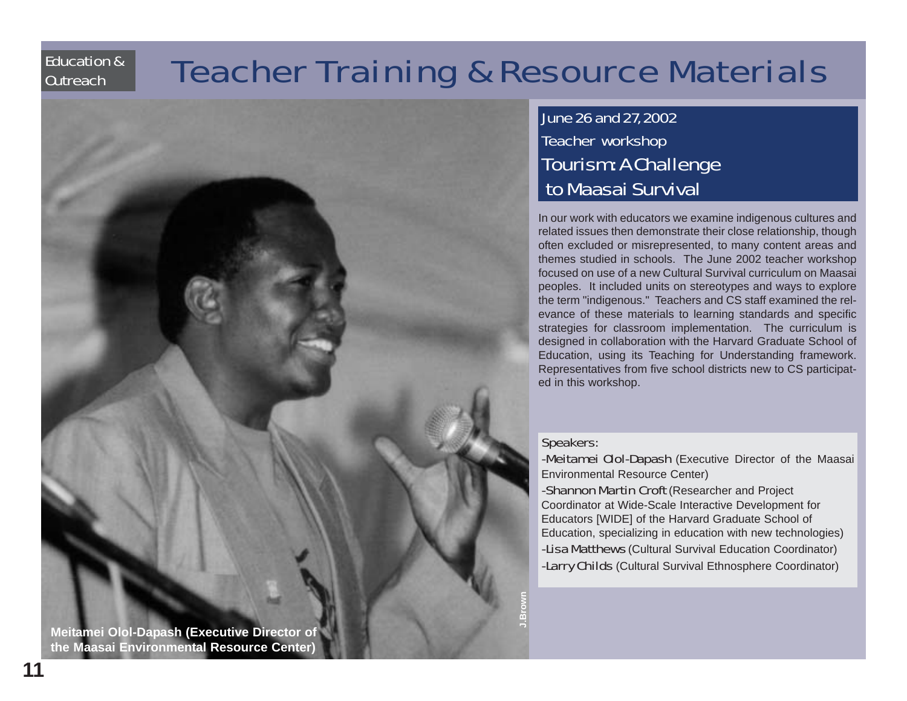Education & Outreach

# Teacher Training & Resource Materials

June 26 and 27, 2002

Teacher workshop

## Tourism: A Challenge to Maasai Survival

In our work with educators we examine indigenous cultures and related issues then demonstrate their close relationship, though often excluded or misrepresented, to many content areas and themes studied in schools. The June 2002 teacher workshop focused on use of a new Cultural Survival curriculum on Maasai peoples. It included units on stereotypes and ways to explore the term "indigenous." Teachers and CS staff examined the relevance of these materials to learning standards and specific strategies for classroom implementation. The curriculum is designed in collaboration with the Harvard Graduate School of Education, using its Teaching for Understanding framework. Representatives from five school districts new to CS participated in this workshop.

Speakers:

- Meitamei Olol-Dapash (Executive Director of the Maasai Environmental Resource Center)
- Shannon Martin Croft (Researcher and Project Coordinator at Wide-Scale Interactive Development for Educators [WIDE] of the Harvard Graduate School of Education, specializing in education with new technologies)
- Lisa Matthews (Cultural Survival Education Coordinator)
- Larry Childs (Cultural Survival Ethnosphere Coordinator)

J.Brown

**Meitamei Olol-Dapash (Executive Director of the Maasai Environmental Resource Center)**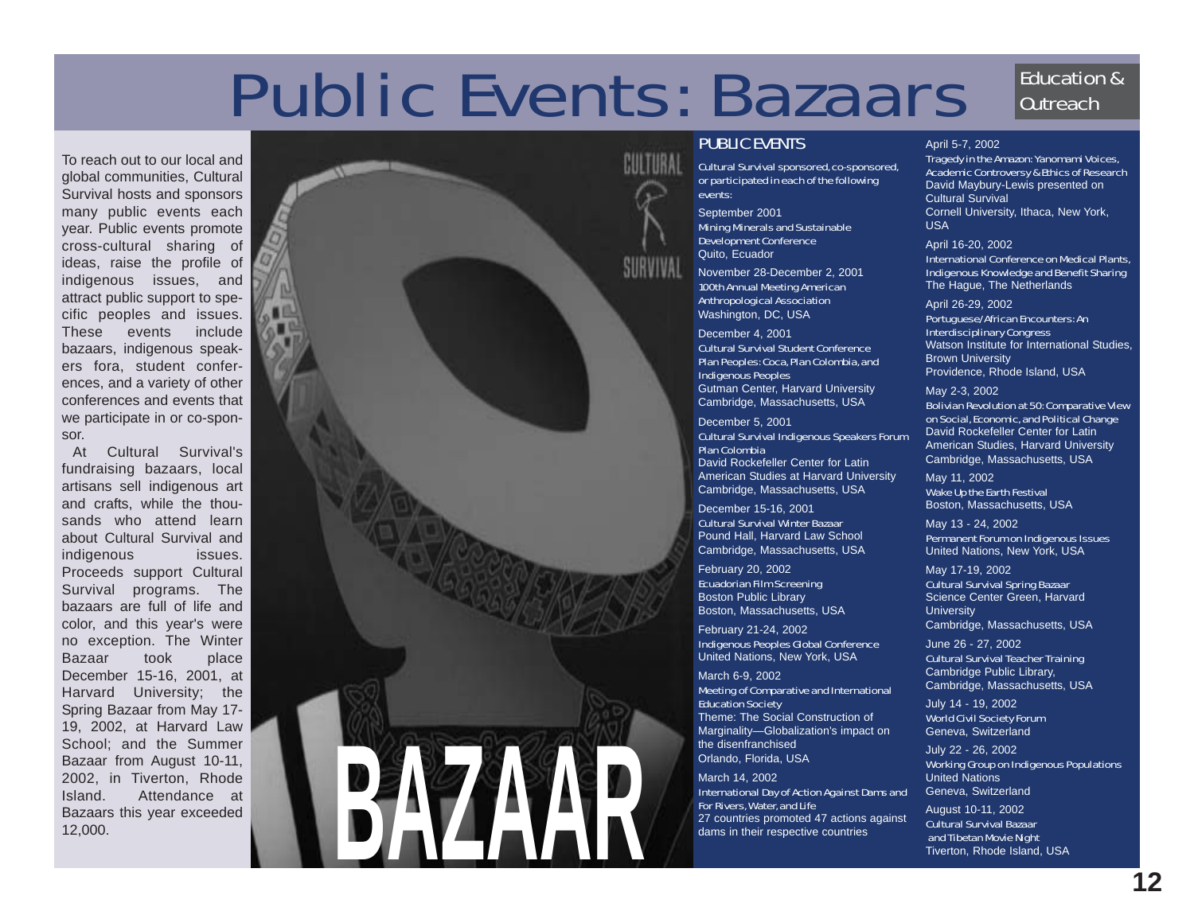# Public Events: Bazaars

Education & Outreach

To reach out to our local and global communities, Cultural Survival hosts and sponsors many public events each year. Public events promote cross-cultural sharing of ideas, raise the profile of indigenous issues, and attract public support to specific peoples and issues. These events include bazaars, indigenous speakers fora, student conferences, and a variety of other conferences and events that we participate in or co-sponsor.

At Cultural Survival's fundraising bazaars, local artisans sell indigenous art and crafts, while the thousands who attend learn about Cultural Survival and indigenous issues. Proceeds support Cultural Survival programs. The bazaars are full of life and color, and this year's were no exception. The Winter Bazaar took place December 15-16, 2001, at Harvard University; the Spring Bazaar from May 17-19, 2002, at Harvard Law School; and the Summer Bazaar from August 10-11, 2002, in Tiverton, Rhode Island. Attendance at Bazaars this year exceeded 12,000.

CULTURAL SURVIVAL

BAZAAR

## PUBLIC EVENTS

*Cultural Survival sponsored, co-sponsored, or participated in each of the following events:*

September 2001
*Mining Minerals and Sustainable Development Conference*
Quito, Ecuador

November 28-December 2, 2001
*100th Annual Meeting American Anthropological Association*
Washington, DC, USA

December 4, 2001
*Cultural Survival Student Conference*
*Plan Peoples: Coca, Plan Colombia, and Indigenous Peoples*
Gutman Center, Harvard University
Cambridge, Massachusetts, USA

December 5, 2001
*Cultural Survival Indigenous Speakers Forum*
*Plan Colombia*
David Rockefeller Center for Latin American Studies at Harvard University
Cambridge, Massachusetts, USA

December 15-16, 2001
*Cultural Survival Winter Bazaar*
Pound Hall, Harvard Law School
Cambridge, Massachusetts, USA

February 20, 2002
*Ecuadorian Film Screening*
Boston Public Library
Boston, Massachusetts, USA

February 21-24, 2002
*Indigenous Peoples Global Conference*
United Nations, New York, USA

March 6-9, 2002
*Meeting of Comparative and International Education Society*
Theme: The Social Construction of Marginality—Globalization's impact on the disenfranchised
Orlando, Florida, USA

March 14, 2002
*International Day of Action Against Dams and For Rivers, Water, and Life*
27 countries promoted 47 actions against dams in their respective countries

April 5-7, 2002
*Tragedy in the Amazon: Yanomami Voices, Academic Controversy & Ethics of Research*
David Maybury-Lewis presented on Cultural Survival
Cornell University, Ithaca, New York, USA

April 16-20, 2002
*International Conference on Medical Plants, Indigenous Knowledge and Benefit Sharing*
The Hague, The Netherlands

April 26-29, 2002
*Portuguese/African Encounters: An Interdisciplinary Congress*
Watson Institute for International Studies, Brown University
Providence, Rhode Island, USA

May 2-3, 2002
*Bolivian Revolution at 50: Comparative View on Social, Economic, and Political Change*
David Rockefeller Center for Latin American Studies, Harvard University
Cambridge, Massachusetts, USA

May 11, 2002
*Wake Up the Earth Festival*
Boston, Massachusetts, USA

May 13 - 24, 2002
*Permanent Forum on Indigenous Issues*
United Nations, New York, USA

May 17-19, 2002
*Cultural Survival Spring Bazaar*
Science Center Green, Harvard University
Cambridge, Massachusetts, USA

June 26 - 27, 2002
*Cultural Survival Teacher Training*
Cambridge Public Library,
Cambridge, Massachusetts, USA

July 14 - 19, 2002
*World Civil Society Forum*
Geneva, Switzerland

July 22 - 26, 2002
*Working Group on Indigenous Populations*
United Nations
Geneva, Switzerland

August 10-11, 2002
*Cultural Survival Bazaar and Tibetan Movie Night*
Tiverton, Rhode Island, USA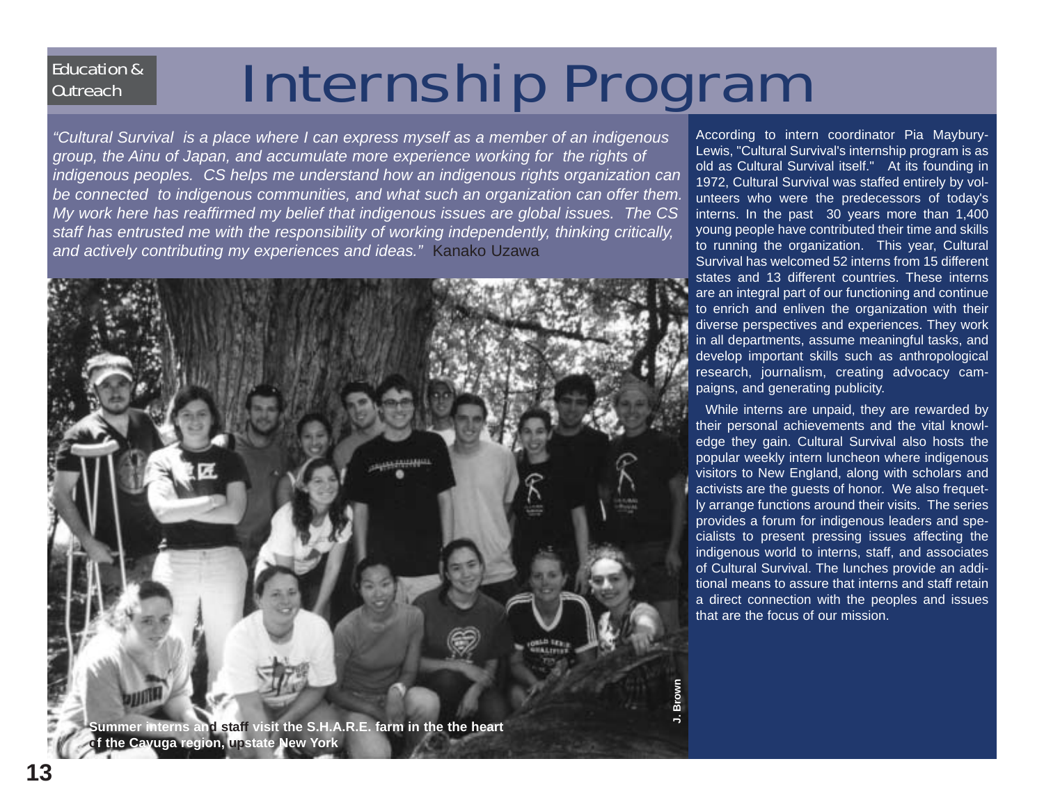Education & Outreach

# Internship Program

*"Cultural Survival is a place where I can express myself as a member of an indigenous group, the Ainu of Japan, and accumulate more experience working for the rights of indigenous peoples. CS helps me understand how an indigenous rights organization can be connected to indigenous communities, and what such an organization can offer them. My work here has reaffirmed my belief that indigenous issues are global issues. The CS staff has entrusted me with the responsibility of working independently, thinking critically, and actively contributing my experiences and ideas."* Kanako Uzawa

**Summer interns and staff visit the S.H.A.R.E. farm in the the heart of the Cayuga region, upstate New York**

J. Brown

According to intern coordinator Pia Maybury-Lewis, "Cultural Survival's internship program is as old as Cultural Survival itself." At its founding in 1972, Cultural Survival was staffed entirely by volunteers who were the predecessors of today's interns. In the past 30 years more than 1,400 young people have contributed their time and skills to running the organization. This year, Cultural Survival has welcomed 52 interns from 15 different states and 13 different countries. These interns are an integral part of our functioning and continue to enrich and enliven the organization with their diverse perspectives and experiences. They work in all departments, assume meaningful tasks, and develop important skills such as anthropological research, journalism, creating advocacy campaigns, and generating publicity.

While interns are unpaid, they are rewarded by their personal achievements and the vital knowledge they gain. Cultural Survival also hosts the popular weekly intern luncheon where indigenous visitors to New England, along with scholars and activists are the guests of honor. We also frequetly arrange functions around their visits. The series provides a forum for indigenous leaders and specialists to present pressing issues affecting the indigenous world to interns, staff, and associates of Cultural Survival. The lunches provide an additional means to assure that interns and staff retain a direct connection with the peoples and issues that are the focus of our mission.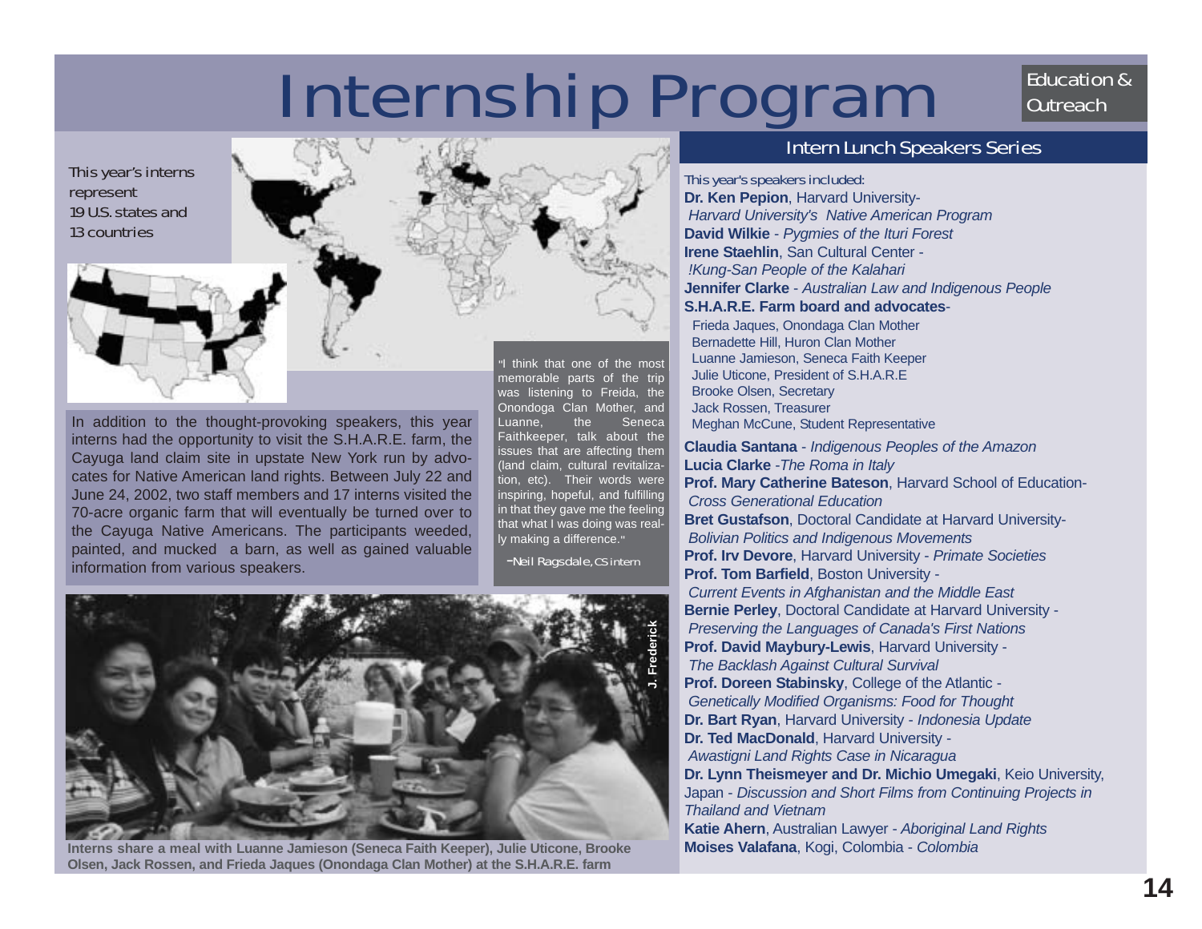# Internship Program

Education & Outreach

This year's interns represent 19 U.S. states and 13 countries

In addition to the thought-provoking speakers, this year interns had the opportunity to visit the S.H.A.R.E. farm, the Cayuga land claim site in upstate New York run by advocates for Native American land rights. Between July 22 and June 24, 2002, two staff members and 17 interns visited the 70-acre organic farm that will eventually be turned over to the Cayuga Native Americans. The participants weeded, painted, and mucked a barn, as well as gained valuable information from various speakers.

"I think that one of the most memorable parts of the trip was listening to Freida, the Onondoga Clan Mother, and Luanne, the Seneca Faithkeeper, talk about the issues that are affecting them (land claim, cultural revitalization, etc). Their words were inspiring, hopeful, and fulfilling in that they gave me the feeling that what I was doing was really making a difference."

-Neil Ragsdale, CS intern

J. Frederick

**Interns share a meal with Luanne Jamieson (Seneca Faith Keeper), Julie Uticone, Brooke Olsen, Jack Rossen, and Frieda Jaques (Onondaga Clan Mother) at the S.H.A.R.E. farm**

## Intern Lunch Speakers Series

This year's speakers included:

**Dr. Ken Pepion**, Harvard University- *Harvard University's Native American Program*
**David Wilkie** - *Pygmies of the Ituri Forest*
**Irene Staehlin**, San Cultural Center - *!Kung-San People of the Kalahari*
**Jennifer Clarke** - *Australian Law and Indigenous People*
**S.H.A.R.E. Farm board and advocates**-
- Frieda Jaques, Onondaga Clan Mother
- Bernadette Hill, Huron Clan Mother
- Luanne Jamieson, Seneca Faith Keeper
- Julie Uticone, President of S.H.A.R.E
- Brooke Olsen, Secretary
- Jack Rossen, Treasurer
- Meghan McCune, Student Representative

**Claudia Santana** - *Indigenous Peoples of the Amazon*
**Lucia Clarke** -*The Roma in Italy*
**Prof. Mary Catherine Bateson**, Harvard School of Education- *Cross Generational Education*
**Bret Gustafson**, Doctoral Candidate at Harvard University- *Bolivian Politics and Indigenous Movements*
**Prof. Irv Devore**, Harvard University - *Primate Societies*
**Prof. Tom Barfield**, Boston University - *Current Events in Afghanistan and the Middle East*
**Bernie Perley**, Doctoral Candidate at Harvard University - *Preserving the Languages of Canada's First Nations*
**Prof. David Maybury-Lewis**, Harvard University - *The Backlash Against Cultural Survival*
**Prof. Doreen Stabinsky**, College of the Atlantic - *Genetically Modified Organisms: Food for Thought*
**Dr. Bart Ryan**, Harvard University - *Indonesia Update*
**Dr. Ted MacDonald**, Harvard University - *Awastigni Land Rights Case in Nicaragua*
**Dr. Lynn Theismeyer and Dr. Michio Umegaki**, Keio University, Japan - *Discussion and Short Films from Continuing Projects in Thailand and Vietnam*
**Katie Ahern**, Australian Lawyer - *Aboriginal Land Rights*
**Moises Valafana**, Kogi, Colombia - *Colombia*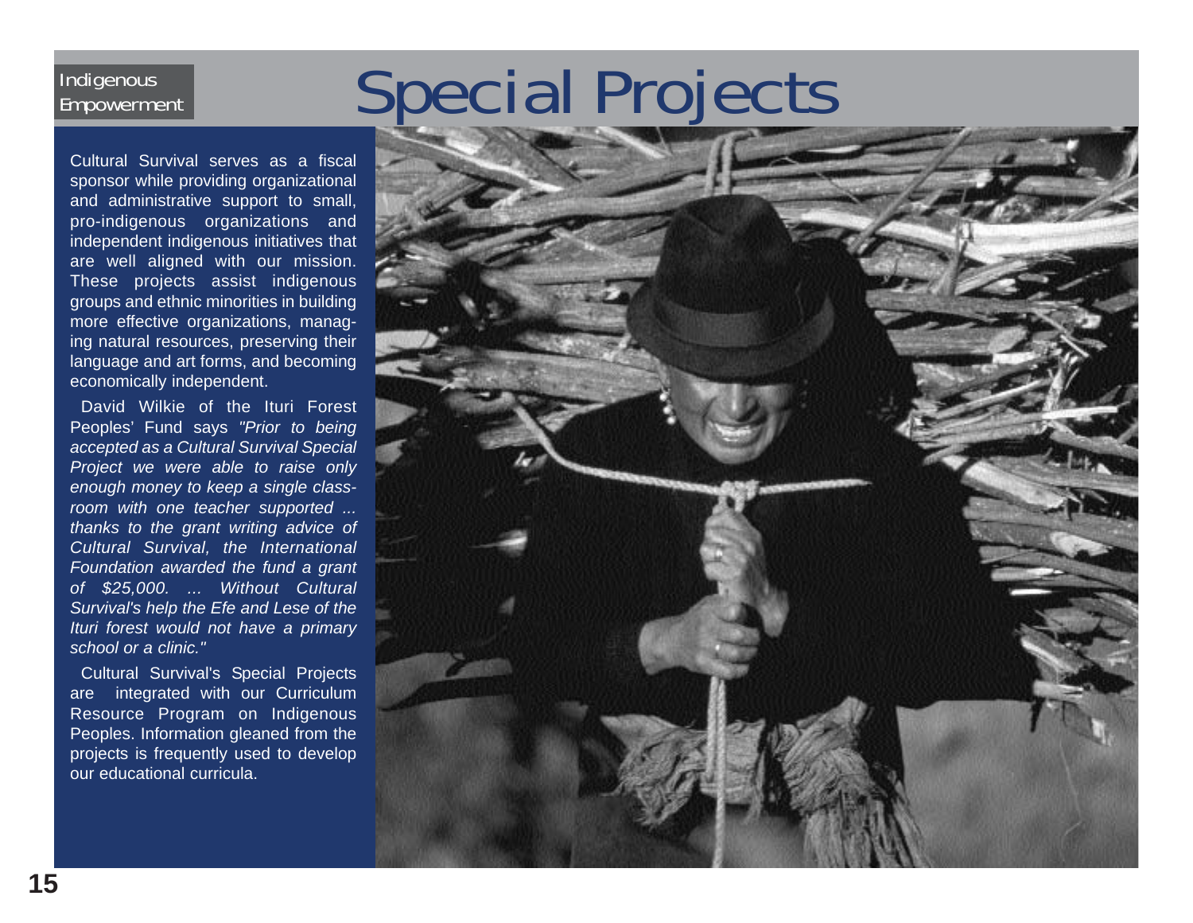Indigenous Empowerment

# Special Projects

Cultural Survival serves as a fiscal sponsor while providing organizational and administrative support to small, pro-indigenous organizations and independent indigenous initiatives that are well aligned with our mission. These projects assist indigenous groups and ethnic minorities in building more effective organizations, managing natural resources, preserving their language and art forms, and becoming economically independent.

David Wilkie of the Ituri Forest Peoples' Fund says *"Prior to being accepted as a Cultural Survival Special Project we were able to raise only enough money to keep a single classroom with one teacher supported ... thanks to the grant writing advice of Cultural Survival, the International Foundation awarded the fund a grant of $25,000. ... Without Cultural Survival's help the Efe and Lese of the Ituri forest would not have a primary school or a clinic."*

Cultural Survival's Special Projects are integrated with our Curriculum Resource Program on Indigenous Peoples. Information gleaned from the projects is frequently used to develop our educational curricula.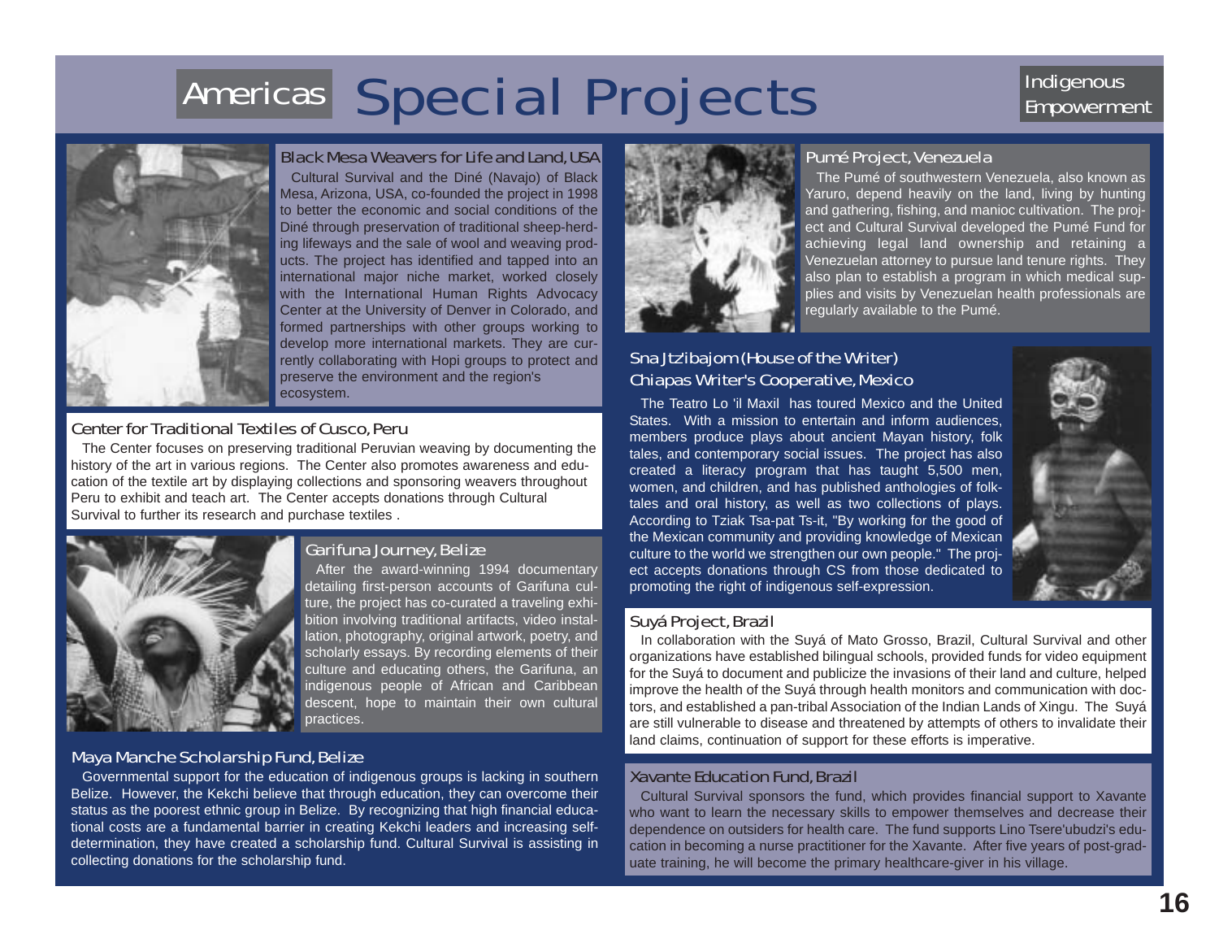# Americas Special Projects

Indigenous Empowerment

## Black Mesa Weavers for Life and Land, USA

Cultural Survival and the Diné (Navajo) of Black Mesa, Arizona, USA, co-founded the project in 1998 to better the economic and social conditions of the Diné through preservation of traditional sheep-herding lifeways and the sale of wool and weaving products. The project has identified and tapped into an international major niche market, worked closely with the International Human Rights Advocacy Center at the University of Denver in Colorado, and formed partnerships with other groups working to develop more international markets. They are currently collaborating with Hopi groups to protect and preserve the environment and the region's ecosystem.

## Center for Traditional Textiles of Cusco, Peru

The Center focuses on preserving traditional Peruvian weaving by documenting the history of the art in various regions. The Center also promotes awareness and education of the textile art by displaying collections and sponsoring weavers throughout Peru to exhibit and teach art. The Center accepts donations through Cultural Survival to further its research and purchase textiles .

## Garifuna Journey, Belize

After the award-winning 1994 documentary detailing first-person accounts of Garifuna culture, the project has co-curated a traveling exhibition involving traditional artifacts, video installation, photography, original artwork, poetry, and scholarly essays. By recording elements of their culture and educating others, the Garifuna, an indigenous people of African and Caribbean descent, hope to maintain their own cultural practices.

## Maya Manche Scholarship Fund, Belize

Governmental support for the education of indigenous groups is lacking in southern Belize. However, the Kekchi believe that through education, they can overcome their status as the poorest ethnic group in Belize. By recognizing that high financial educational costs are a fundamental barrier in creating Kekchi leaders and increasing self-determination, they have created a scholarship fund. Cultural Survival is assisting in collecting donations for the scholarship fund.

## Pumé Project, Venezuela

The Pumé of southwestern Venezuela, also known as Yaruro, depend heavily on the land, living by hunting and gathering, fishing, and manioc cultivation. The project and Cultural Survival developed the Pumé Fund for achieving legal land ownership and retaining a Venezuelan attorney to pursue land tenure rights. They also plan to establish a program in which medical supplies and visits by Venezuelan health professionals are regularly available to the Pumé.

## Sna Jtz'ibajom (House of the Writer) Chiapas Writer's Cooperative, Mexico

The Teatro Lo 'il Maxil has toured Mexico and the United States. With a mission to entertain and inform audiences, members produce plays about ancient Mayan history, folk tales, and contemporary social issues. The project has also created a literacy program that has taught 5,500 men, women, and children, and has published anthologies of folktales and oral history, as well as two collections of plays. According to Tziak Tsa-pat Ts-it, "By working for the good of the Mexican community and providing knowledge of Mexican culture to the world we strengthen our own people." The project accepts donations through CS from those dedicated to promoting the right of indigenous self-expression.

## Suyá Project, Brazil

In collaboration with the Suyá of Mato Grosso, Brazil, Cultural Survival and other organizations have established bilingual schools, provided funds for video equipment for the Suyá to document and publicize the invasions of their land and culture, helped improve the health of the Suyá through health monitors and communication with doctors, and established a pan-tribal Association of the Indian Lands of Xingu. The Suyá are still vulnerable to disease and threatened by attempts of others to invalidate their land claims, continuation of support for these efforts is imperative.

## Xavante Education Fund, Brazil

Cultural Survival sponsors the fund, which provides financial support to Xavante who want to learn the necessary skills to empower themselves and decrease their dependence on outsiders for health care. The fund supports Lino Tsere'ubudzi's education in becoming a nurse practitioner for the Xavante. After five years of post-graduate training, he will become the primary healthcare-giver in his village.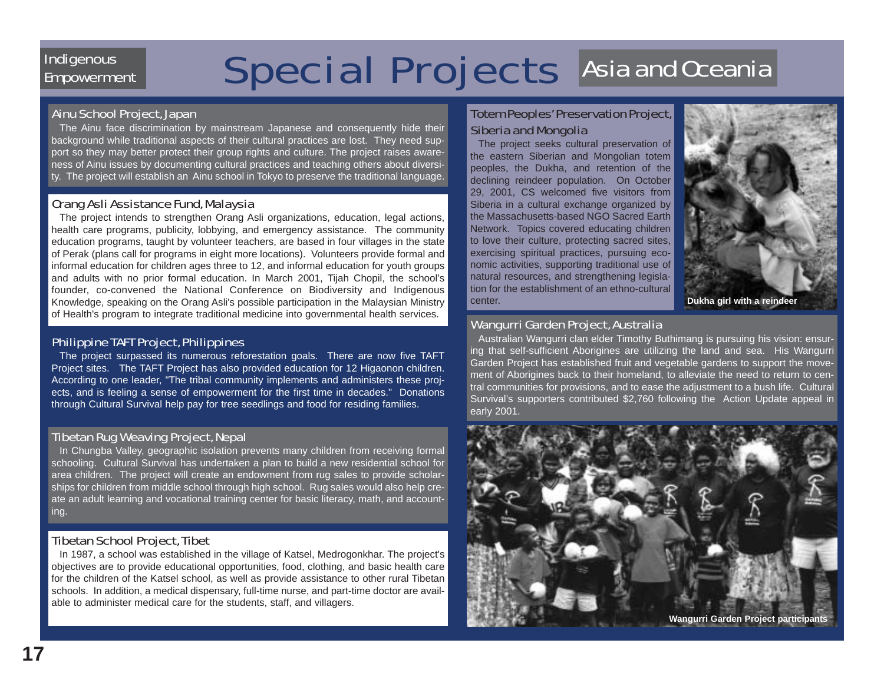Indigenous Empowerment

# Special Projects Asia and Oceania

## Ainu School Project, Japan

The Ainu face discrimination by mainstream Japanese and consequently hide their background while traditional aspects of their cultural practices are lost. They need support so they may better protect their group rights and culture. The project raises awareness of Ainu issues by documenting cultural practices and teaching others about diversity. The project will establish an Ainu school in Tokyo to preserve the traditional language.

## Orang Asli Assistance Fund, Malaysia

The project intends to strengthen Orang Asli organizations, education, legal actions, health care programs, publicity, lobbying, and emergency assistance. The community education programs, taught by volunteer teachers, are based in four villages in the state of Perak (plans call for programs in eight more locations). Volunteers provide formal and informal education for children ages three to 12, and informal education for youth groups and adults with no prior formal education. In March 2001, Tijah Chopil, the school's founder, co-convened the National Conference on Biodiversity and Indigenous Knowledge, speaking on the Orang Asli's possible participation in the Malaysian Ministry of Health's program to integrate traditional medicine into governmental health services.

## Philippine TAFT Project, Philippines

The project surpassed its numerous reforestation goals. There are now five TAFT Project sites. The TAFT Project has also provided education for 12 Higaonon children. According to one leader, "The tribal community implements and administers these projects, and is feeling a sense of empowerment for the first time in decades." Donations through Cultural Survival help pay for tree seedlings and food for residing families.

## Tibetan Rug Weaving Project, Nepal

In Chungba Valley, geographic isolation prevents many children from receiving formal schooling. Cultural Survival has undertaken a plan to build a new residential school for area children. The project will create an endowment from rug sales to provide scholarships for children from middle school through high school. Rug sales would also help create an adult learning and vocational training center for basic literacy, math, and accounting.

## Tibetan School Project, Tibet

In 1987, a school was established in the village of Katsel, Medrogonkhar. The project's objectives are to provide educational opportunities, food, clothing, and basic health care for the children of the Katsel school, as well as provide assistance to other rural Tibetan schools. In addition, a medical dispensary, full-time nurse, and part-time doctor are available to administer medical care for the students, staff, and villagers.

## Totem Peoples' Preservation Project, Siberia and Mongolia

The project seeks cultural preservation of the eastern Siberian and Mongolian totem peoples, the Dukha, and retention of the declining reindeer population. On October 29, 2001, CS welcomed five visitors from Siberia in a cultural exchange organized by the Massachusetts-based NGO Sacred Earth Network. Topics covered educating children to love their culture, protecting sacred sites, exercising spiritual practices, pursuing economic activities, supporting traditional use of natural resources, and strengthening legislation for the establishment of an ethno-cultural center.

Dukha girl with a reindeer

## Wangurri Garden Project, Australia

Australian Wangurri clan elder Timothy Buthimang is pursuing his vision: ensuring that self-sufficient Aborigines are utilizing the land and sea. His Wangurri Garden Project has established fruit and vegetable gardens to support the movement of Aborigines back to their homeland, to alleviate the need to return to central communities for provisions, and to ease the adjustment to a bush life. Cultural Survival's supporters contributed $2,760 following the Action Update appeal in early 2001.

Wangurri Garden Project participants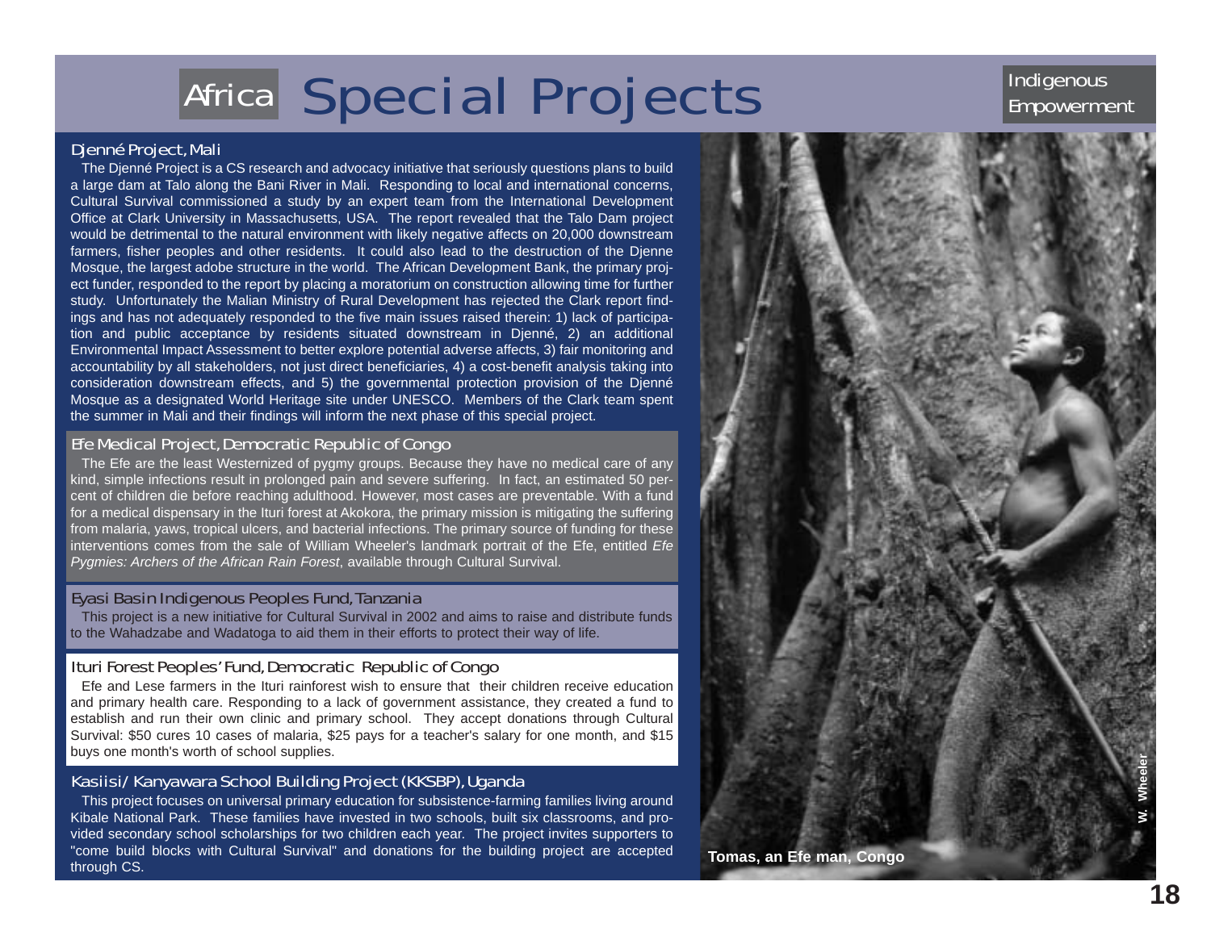# Africa Special Projects

Indigenous Empowerment

## Djenné Project, Mali

The Djenné Project is a CS research and advocacy initiative that seriously questions plans to build a large dam at Talo along the Bani River in Mali. Responding to local and international concerns, Cultural Survival commissioned a study by an expert team from the International Development Office at Clark University in Massachusetts, USA. The report revealed that the Talo Dam project would be detrimental to the natural environment with likely negative affects on 20,000 downstream farmers, fisher peoples and other residents. It could also lead to the destruction of the Djenne Mosque, the largest adobe structure in the world. The African Development Bank, the primary project funder, responded to the report by placing a moratorium on construction allowing time for further study. Unfortunately the Malian Ministry of Rural Development has rejected the Clark report findings and has not adequately responded to the five main issues raised therein: 1) lack of participation and public acceptance by residents situated downstream in Djenné, 2) an additional Environmental Impact Assessment to better explore potential adverse affects, 3) fair monitoring and accountability by all stakeholders, not just direct beneficiaries, 4) a cost-benefit analysis taking into consideration downstream effects, and 5) the governmental protection provision of the Djenné Mosque as a designated World Heritage site under UNESCO. Members of the Clark team spent the summer in Mali and their findings will inform the next phase of this special project.

## Efe Medical Project, Democratic Republic of Congo

The Efe are the least Westernized of pygmy groups. Because they have no medical care of any kind, simple infections result in prolonged pain and severe suffering. In fact, an estimated 50 percent of children die before reaching adulthood. However, most cases are preventable. With a fund for a medical dispensary in the Ituri forest at Akokora, the primary mission is mitigating the suffering from malaria, yaws, tropical ulcers, and bacterial infections. The primary source of funding for these interventions comes from the sale of William Wheeler's landmark portrait of the Efe, entitled *Efe Pygmies: Archers of the African Rain Forest*, available through Cultural Survival.

## Eyasi Basin Indigenous Peoples Fund, Tanzania

This project is a new initiative for Cultural Survival in 2002 and aims to raise and distribute funds to the Wahadzabe and Wadatoga to aid them in their efforts to protect their way of life.

## Ituri Forest Peoples' Fund, Democratic Republic of Congo

Efe and Lese farmers in the Ituri rainforest wish to ensure that their children receive education and primary health care. Responding to a lack of government assistance, they created a fund to establish and run their own clinic and primary school. They accept donations through Cultural Survival: $50 cures 10 cases of malaria, $25 pays for a teacher's salary for one month, and $15 buys one month's worth of school supplies.

## Kasiisi/ Kanyawara School Building Project (KKSBP), Uganda

This project focuses on universal primary education for subsistence-farming families living around Kibale National Park. These families have invested in two schools, built six classrooms, and provided secondary school scholarships for two children each year. The project invites supporters to "come build blocks with Cultural Survival" and donations for the building project are accepted through CS.

W. Wheeler

**Tomas, an Efe man, Congo**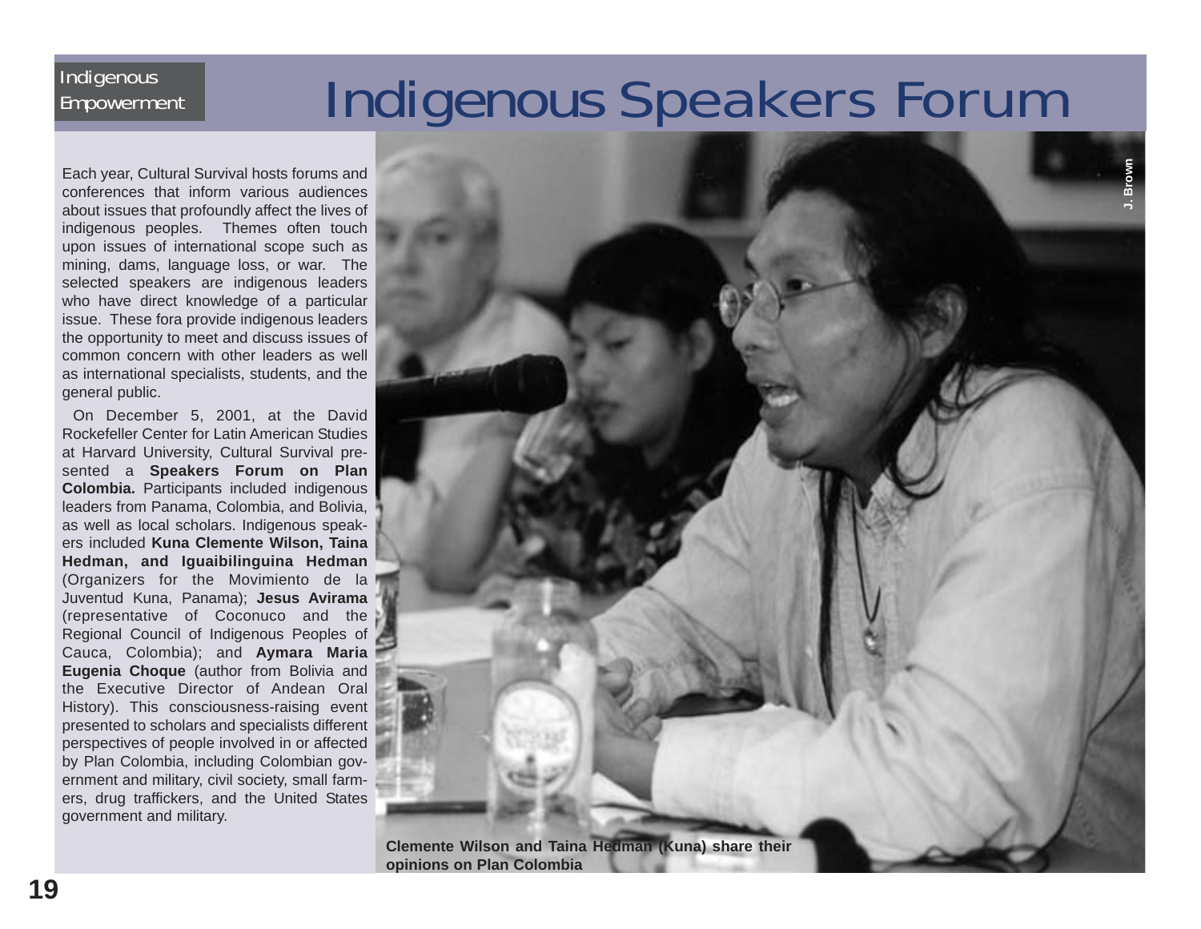Indigenous Empowerment

# Indigenous Speakers Forum

Each year, Cultural Survival hosts forums and conferences that inform various audiences about issues that profoundly affect the lives of indigenous peoples. Themes often touch upon issues of international scope such as mining, dams, language loss, or war. The selected speakers are indigenous leaders who have direct knowledge of a particular issue. These fora provide indigenous leaders the opportunity to meet and discuss issues of common concern with other leaders as well as international specialists, students, and the general public.

On December 5, 2001, at the David Rockefeller Center for Latin American Studies at Harvard University, Cultural Survival presented a **Speakers Forum on Plan Colombia.** Participants included indigenous leaders from Panama, Colombia, and Bolivia, as well as local scholars. Indigenous speakers included **Kuna Clemente Wilson, Taina Hedman, and Iguaibilinguina Hedman** (Organizers for the Movimiento de la Juventud Kuna, Panama); **Jesus Avirama** (representative of Coconuco and the Regional Council of Indigenous Peoples of Cauca, Colombia); and **Aymara Maria Eugenia Choque** (author from Bolivia and the Executive Director of Andean Oral History). This consciousness-raising event presented to scholars and specialists different perspectives of people involved in or affected by Plan Colombia, including Colombian government and military, civil society, small farmers, drug traffickers, and the United States government and military.

J. Brown

**Clemente Wilson and Taina Hedman (Kuna) share their opinions on Plan Colombia**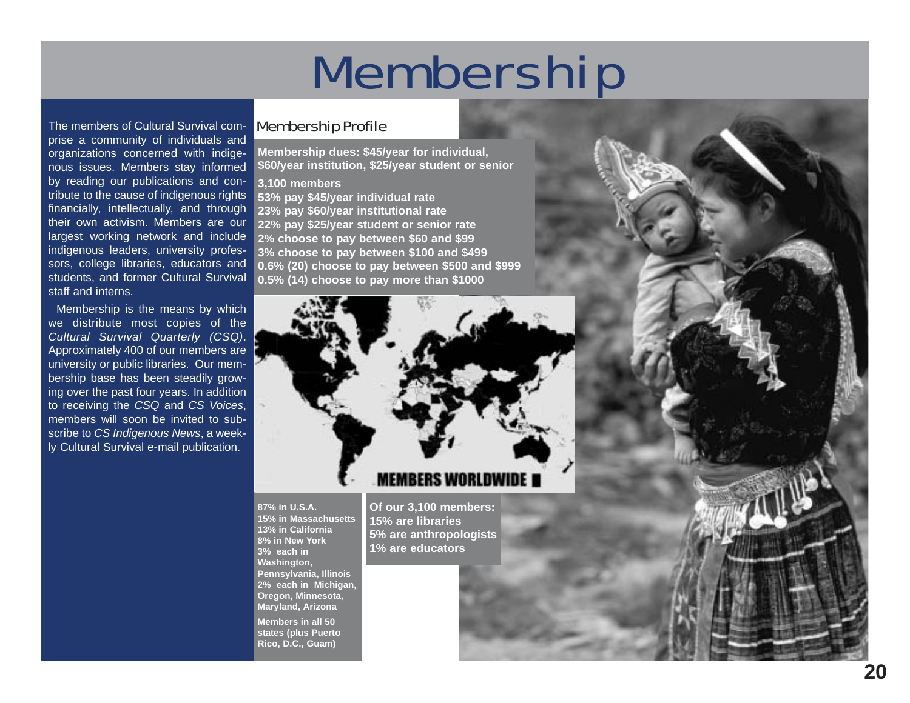# Membership

The members of Cultural Survival comprise a community of individuals and organizations concerned with indigenous issues. Members stay informed by reading our publications and contribute to the cause of indigenous rights financially, intellectually, and through their own activism. Members are our largest working network and include indigenous leaders, university professors, college libraries, educators and students, and former Cultural Survival staff and interns.

Membership is the means by which we distribute most copies of the *Cultural Survival Quarterly (CSQ)*. Approximately 400 of our members are university or public libraries. Our membership base has been steadily growing over the past four years. In addition to receiving the *CSQ* and *CS Voices*, members will soon be invited to subscribe to *CS Indigenous News*, a weekly Cultural Survival e-mail publication.

## Membership Profile

**Membership dues: $45/year for individual, $60/year institution, $25/year student or senior**

**3,100 members**
**53% pay $45/year individual rate**
**23% pay $60/year institutional rate**
**22% pay $25/year student or senior rate**
**2% choose to pay between $60 and $99**
**3% choose to pay between $100 and $499**
**0.6% (20) choose to pay between $500 and $999**
**0.5% (14) choose to pay more than $1000**

**MEMBERS WORLDWIDE**

**87% in U.S.A.**
**15% in Massachusetts**
**13% in California**
**8% in New York**
**3% each in Washington, Pennsylvania, Illinois**
**2% each in Michigan, Oregon, Minnesota, Maryland, Arizona**

**Members in all 50 states (plus Puerto Rico, D.C., Guam)**

**Of our 3,100 members:**
**15% are libraries**
**5% are anthropologists**
**1% are educators**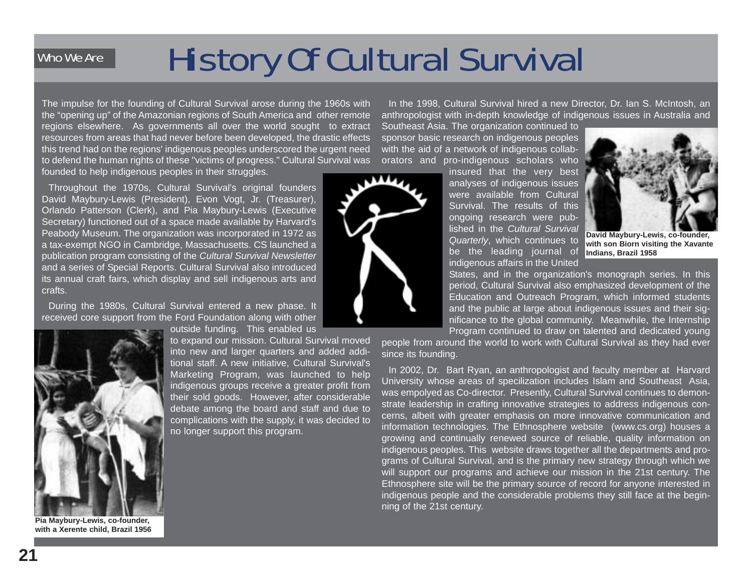Who We Are

# History Of Cultural Survival

The impulse for the founding of Cultural Survival arose during the 1960s with the "opening up" of the Amazonian regions of South America and other remote regions elsewhere. As governments all over the world sought to extract resources from areas that had never before been developed, the drastic effects this trend had on the regions' indigenous peoples underscored the urgent need to defend the human rights of these "victims of progress." Cultural Survival was founded to help indigenous peoples in their struggles.

Throughout the 1970s, Cultural Survival's original founders David Maybury-Lewis (President), Evon Vogt, Jr. (Treasurer), Orlando Patterson (Clerk), and Pia Maybury-Lewis (Executive Secretary) functioned out of a space made available by Harvard's Peabody Museum. The organization was incorporated in 1972 as a tax-exempt NGO in Cambridge, Massachusetts. CS launched a publication program consisting of the *Cultural Survival Newsletter* and a series of Special Reports. Cultural Survival also introduced its annual craft fairs, which display and sell indigenous arts and crafts.

During the 1980s, Cultural Survival entered a new phase. It received core support from the Ford Foundation along with other outside funding. This enabled us to expand our mission. Cultural Survival moved into new and larger quarters and added additional staff. A new initiative, Cultural Survival's Marketing Program, was launched to help indigenous groups receive a greater profit from their sold goods. However, after considerable debate among the board and staff and due to complications with the supply, it was decided to no longer support this program.

**Pia Maybury-Lewis, co-founder, with a Xerente child, Brazil 1956**

In the 1998, Cultural Survival hired a new Director, Dr. Ian S. McIntosh, an anthropologist with in-depth knowledge of indigenous issues in Australia and Southeast Asia. The organization continued to sponsor basic research on indigenous peoples with the aid of a network of indigenous collaborators and pro-indigenous scholars who insured that the very best analyses of indigenous issues were available from Cultural Survival. The results of this ongoing research were published in the *Cultural Survival Quarterly*, which continues to be the leading journal of indigenous affairs in the United States, and in the organization's monograph series. In this period, Cultural Survival also emphasized development of the Education and Outreach Program, which informed students and the public at large about indigenous issues and their significance to the global community. Meanwhile, the Internship Program continued to draw on talented and dedicated young people from around the world to work with Cultural Survival as they had ever since its founding.

**David Maybury-Lewis, co-founder, with son Biorn visiting the Xavante Indians, Brazil 1958**

In 2002, Dr. Bart Ryan, an anthropologist and faculty member at Harvard University whose areas of specilization includes Islam and Southeast Asia, was empolyed as Co-director. Presently, Cultural Survival continues to demonstrate leadership in crafting innovative strategies to address indigenous concerns, albeit with greater emphasis on more innovative communication and information technologies. The Ethnosphere website (www.cs.org) houses a growing and continually renewed source of reliable, quality information on indigenous peoples. This website draws together all the departments and programs of Cultural Survival, and is the primary new strategy through which we will support our programs and achieve our mission in the 21st century. The Ethnosphere site will be the primary source of record for anyone interested in indigenous people and the considerable problems they still face at the beginning of the 21st century.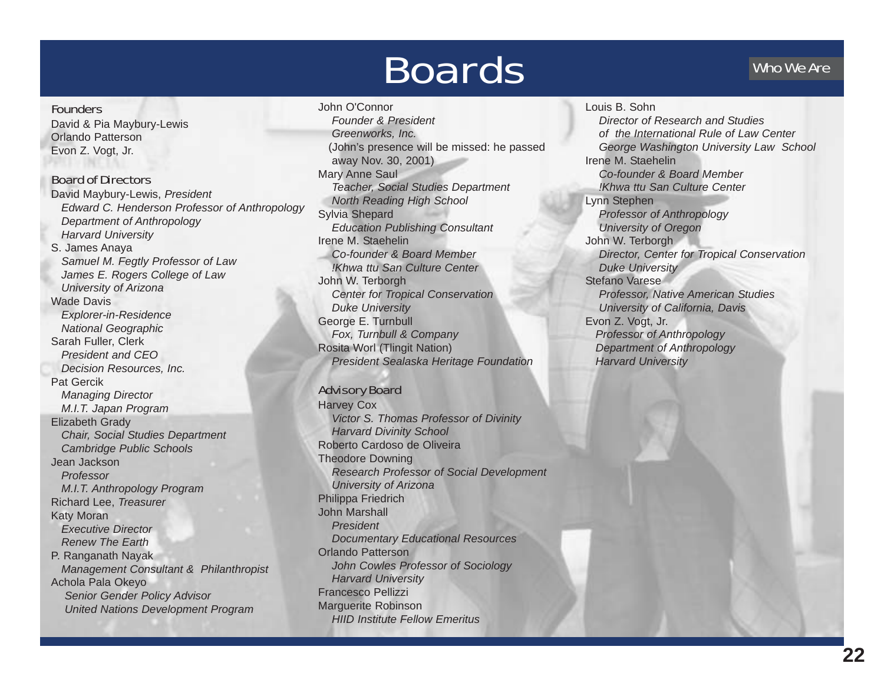# Boards

Who We Are

### Founders

David & Pia Maybury-Lewis
Orlando Patterson
Evon Z. Vogt, Jr.

### Board of Directors

David Maybury-Lewis, *President*
*Edward C. Henderson Professor of Anthropology*
*Department of Anthropology*
*Harvard University*

S. James Anaya
*Samuel M. Fegtly Professor of Law*
*James E. Rogers College of Law*
*University of Arizona*

Wade Davis
*Explorer-in-Residence*
*National Geographic*

Sarah Fuller, Clerk
*President and CEO*
*Decision Resources, Inc.*

Pat Gercik
*Managing Director*
*M.I.T. Japan Program*

Elizabeth Grady
*Chair, Social Studies Department*
*Cambridge Public Schools*

Jean Jackson
*Professor*
*M.I.T. Anthropology Program*

Richard Lee, *Treasurer*

Katy Moran
*Executive Director*
*Renew The Earth*

P. Ranganath Nayak
*Management Consultant & Philanthropist*

Achola Pala Okeyo
*Senior Gender Policy Advisor*
*United Nations Development Program*

John O'Connor
*Founder & President*
*Greenworks, Inc.*
(John's presence will be missed: he passed away Nov. 30, 2001)

Mary Anne Saul
*Teacher, Social Studies Department*
*North Reading High School*

Sylvia Shepard
*Education Publishing Consultant*

Irene M. Staehelin
*Co-founder & Board Member*
*!Khwa ttu San Culture Center*

John W. Terborgh
*Center for Tropical Conservation*
*Duke University*

George E. Turnbull
*Fox, Turnbull & Company*

Rosita Worl (Tlingit Nation)
*President Sealaska Heritage Foundation*

### Advisory Board

Harvey Cox
*Victor S. Thomas Professor of Divinity*
*Harvard Divinity School*

Roberto Cardoso de Oliveira

Theodore Downing
*Research Professor of Social Development*
*University of Arizona*

Philippa Friedrich

John Marshall
*President*
*Documentary Educational Resources*

Orlando Patterson
*John Cowles Professor of Sociology*
*Harvard University*

Francesco Pellizzi

Marguerite Robinson
*HIID Institute Fellow Emeritus*

Louis B. Sohn
*Director of Research and Studies*
*of the International Rule of Law Center*
*George Washington University Law School*

Irene M. Staehelin
*Co-founder & Board Member*
*!Khwa ttu San Culture Center*

Lynn Stephen
*Professor of Anthropology*
*University of Oregon*

John W. Terborgh
*Director, Center for Tropical Conservation*
*Duke University*

Stefano Varese
*Professor, Native American Studies*
*University of California, Davis*

Evon Z. Vogt, Jr.
*Professor of Anthropology*
*Department of Anthropology*
*Harvard University*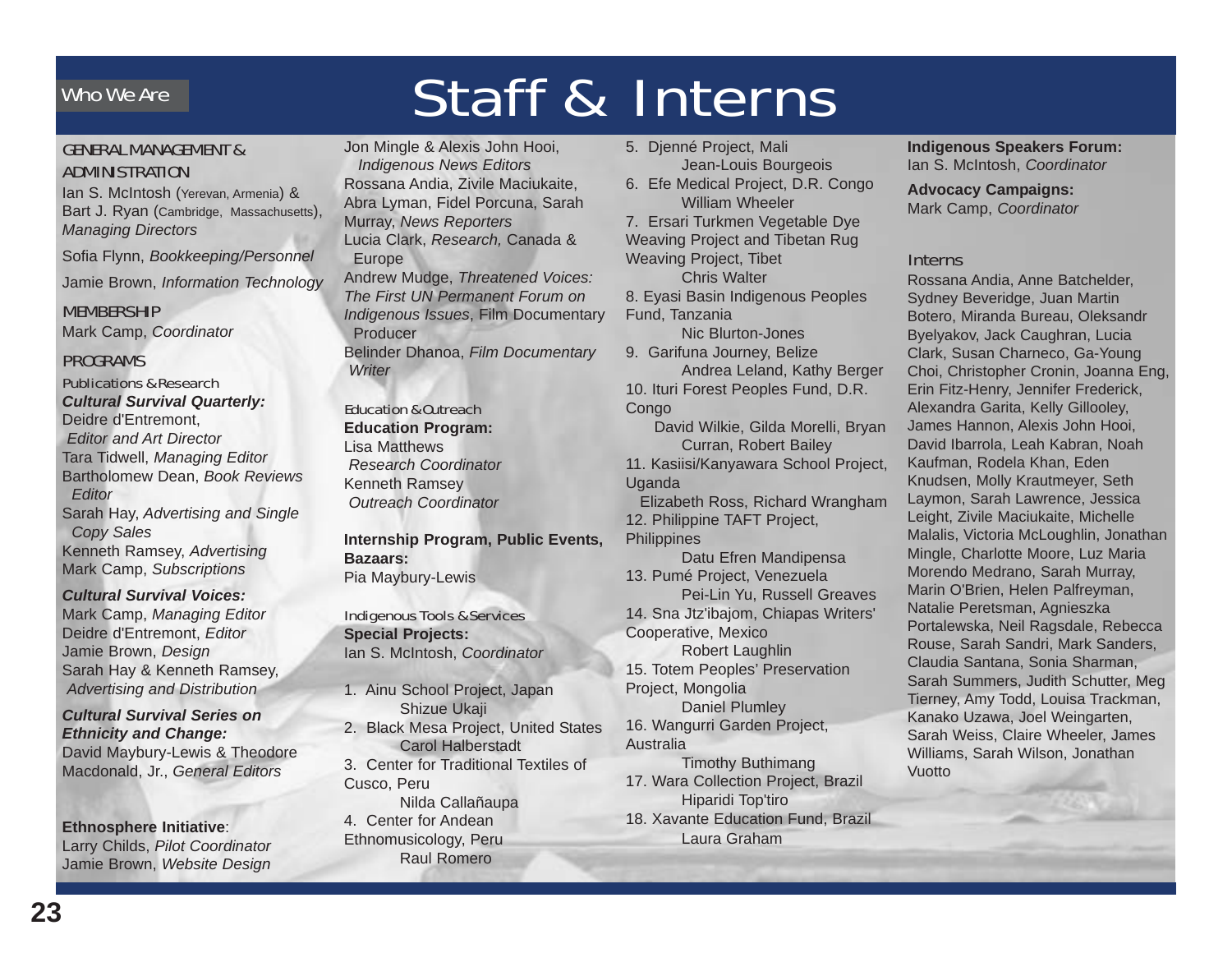Who We Are

# Staff & Interns

## GENERAL MANAGEMENT & ADMINISTRATION

Ian S. McIntosh (Yerevan, Armenia) & Bart J. Ryan (Cambridge, Massachusetts), *Managing Directors*

Sofia Flynn, *Bookkeeping/Personnel*

Jamie Brown, *Information Technology*

## MEMBERSHIP

Mark Camp, *Coordinator*

## PROGRAMS

### Publications & Research

***Cultural Survival Quarterly:***
Deidre d'Entremont, *Editor and Art Director*
Tara Tidwell, *Managing Editor*
Bartholomew Dean, *Book Reviews Editor*
Sarah Hay, *Advertising and Single Copy Sales*
Kenneth Ramsey, *Advertising*
Mark Camp, *Subscriptions*

***Cultural Survival Voices:***
Mark Camp, *Managing Editor*
Deidre d'Entremont, *Editor*
Jamie Brown, *Design*
Sarah Hay & Kenneth Ramsey, *Advertising and Distribution*

***Cultural Survival Series on Ethnicity and Change:***
David Maybury-Lewis & Theodore Macdonald, Jr., *General Editors*

**Ethnosphere Initiative**:
Larry Childs, *Pilot Coordinator*
Jamie Brown, *Website Design*

Jon Mingle & Alexis John Hooi, *Indigenous News Editors*
Rossana Andia, Zivile Maciukaite, Abra Lyman, Fidel Porcuna, Sarah Murray, *News Reporters*
Lucia Clark, *Research,* Canada & Europe
Andrew Mudge, *Threatened Voices: The First UN Permanent Forum on Indigenous Issues*, Film Documentary Producer
Belinder Dhanoa, *Film Documentary Writer*

### Education & Outreach

**Education Program:**
Lisa Matthews *Research Coordinator*
Kenneth Ramsey *Outreach Coordinator*

**Internship Program, Public Events, Bazaars:**
Pia Maybury-Lewis

### Indigenous Tools & Services

**Special Projects:**
Ian S. McIntosh, *Coordinator*

1. Ainu School Project, Japan
   Shizue Ukaji
2. Black Mesa Project, United States
   Carol Halberstadt
3. Center for Traditional Textiles of Cusco, Peru
   Nilda Callañaupa
4. Center for Andean Ethnomusicology, Peru
   Raul Romero
5. Djenné Project, Mali
   Jean-Louis Bourgeois
6. Efe Medical Project, D.R. Congo
   William Wheeler
7. Ersari Turkmen Vegetable Dye Weaving Project and Tibetan Rug Weaving Project, Tibet
   Chris Walter
8. Eyasi Basin Indigenous Peoples Fund, Tanzania
   Nic Blurton-Jones
9. Garifuna Journey, Belize
   Andrea Leland, Kathy Berger
10. Ituri Forest Peoples Fund, D.R. Congo
    David Wilkie, Gilda Morelli, Bryan Curran, Robert Bailey
11. Kasiisi/Kanyawara School Project, Uganda
    Elizabeth Ross, Richard Wrangham
12. Philippine TAFT Project, Philippines
    Datu Efren Mandipensa
13. Pumé Project, Venezuela
    Pei-Lin Yu, Russell Greaves
14. Sna Jtz'ibajom, Chiapas Writers' Cooperative, Mexico
    Robert Laughlin
15. Totem Peoples' Preservation Project, Mongolia
    Daniel Plumley
16. Wangurri Garden Project, Australia
    Timothy Buthimang
17. Wara Collection Project, Brazil
    Hiparidi Top'tiro
18. Xavante Education Fund, Brazil
    Laura Graham

**Indigenous Speakers Forum:**
Ian S. McIntosh, *Coordinator*

**Advocacy Campaigns:**
Mark Camp, *Coordinator*

## Interns

Rossana Andia, Anne Batchelder, Sydney Beveridge, Juan Martin Botero, Miranda Bureau, Oleksandr Byelyakov, Jack Caughran, Lucia Clark, Susan Charneco, Ga-Young Choi, Christopher Cronin, Joanna Eng, Erin Fitz-Henry, Jennifer Frederick, Alexandra Garita, Kelly Gillooley, James Hannon, Alexis John Hooi, David Ibarrola, Leah Kabran, Noah Kaufman, Rodela Khan, Eden Knudsen, Molly Krautmeyer, Seth Laymon, Sarah Lawrence, Jessica Leight, Zivile Maciukaite, Michelle Malalis, Victoria McLoughlin, Jonathan Mingle, Charlotte Moore, Luz Maria Morendo Medrano, Sarah Murray, Marin O'Brien, Helen Palfreyman, Natalie Peretsman, Agnieszka Portalewska, Neil Ragsdale, Rebecca Rouse, Sarah Sandri, Mark Sanders, Claudia Santana, Sonia Sharman, Sarah Summers, Judith Schutter, Meg Tierney, Amy Todd, Louisa Trackman, Kanako Uzawa, Joel Weingarten, Sarah Weiss, Claire Wheeler, James Williams, Sarah Wilson, Jonathan Vuotto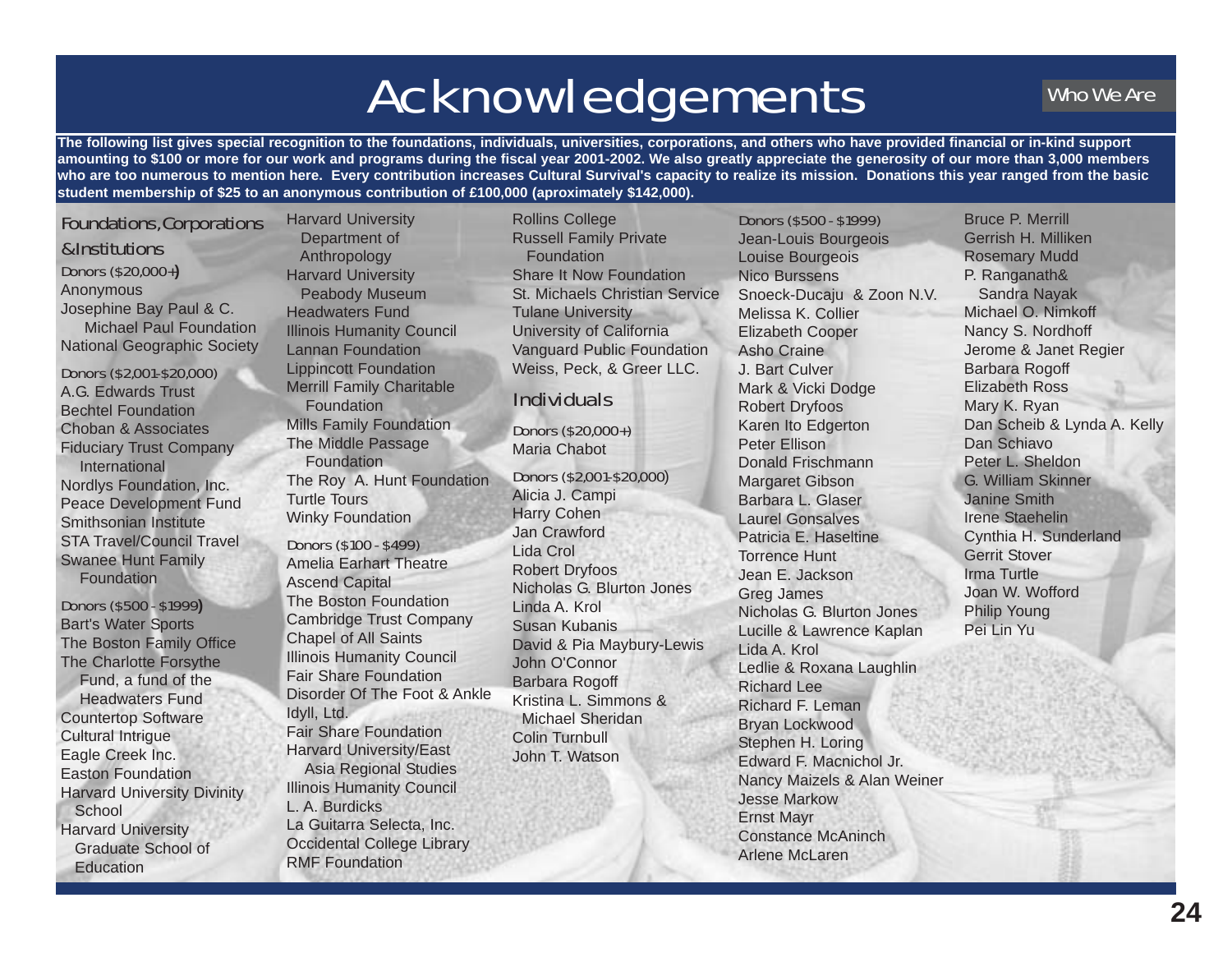# Acknowledgements

Who We Are

**The following list gives special recognition to the foundations, individuals, universities, corporations, and others who have provided financial or in-kind support amounting to $100 or more for our work and programs during the fiscal year 2001-2002. We also greatly appreciate the generosity of our more than 3,000 members who are too numerous to mention here. Every contribution increases Cultural Survival's capacity to realize its mission. Donations this year ranged from the basic student membership of $25 to an anonymous contribution of £100,000 (aproximately $142,000).**

## Foundations, Corporations & Institutions

### Donors ($20,000+)

Anonymous
Josephine Bay Paul & C. Michael Paul Foundation
National Geographic Society

### Donors ($2,001-$20,000)

A.G. Edwards Trust
Bechtel Foundation
Choban & Associates
Fiduciary Trust Company International
Nordlys Foundation, Inc.
Peace Development Fund
Smithsonian Institute
STA Travel/Council Travel
Swanee Hunt Family Foundation

### Donors ($500 - $1999)

Bart's Water Sports
The Boston Family Office
The Charlotte Forsythe Fund, a fund of the Headwaters Fund
Countertop Software
Cultural Intrigue
Eagle Creek Inc.
Easton Foundation
Harvard University Divinity School
Harvard University Graduate School of Education
Harvard University Department of Anthropology
Harvard University Peabody Museum
Headwaters Fund
Illinois Humanity Council
Lannan Foundation
Lippincott Foundation
Merrill Family Charitable Foundation
Mills Family Foundation
The Middle Passage Foundation
The Roy A. Hunt Foundation
Turtle Tours
Winky Foundation

### Donors ($100 - $499)

Amelia Earhart Theatre
Ascend Capital
The Boston Foundation
Cambridge Trust Company
Chapel of All Saints
Illinois Humanity Council
Fair Share Foundation
Disorder Of The Foot & Ankle
Idyll, Ltd.
Fair Share Foundation
Harvard University/East Asia Regional Studies
Illinois Humanity Council
L. A. Burdicks
La Guitarra Selecta, Inc.
Occidental College Library
RMF Foundation
Rollins College
Russell Family Private Foundation
Share It Now Foundation
St. Michaels Christian Service
Tulane University
University of California
Vanguard Public Foundation
Weiss, Peck, & Greer LLC.

## Individuals

### Donors ($20,000+)

Maria Chabot

### Donors ($2,001-$20,000)

Alicia J. Campi
Harry Cohen
Jan Crawford
Lida Crol
Robert Dryfoos
Nicholas G. Blurton Jones
Linda A. Krol
Susan Kubanis
David & Pia Maybury-Lewis
John O'Connor
Barbara Rogoff
Kristina L. Simmons & Michael Sheridan
Colin Turnbull
John T. Watson

### Donors ($500 - $1999)

Jean-Louis Bourgeois
Louise Bourgeois
Nico Burssens
Snoeck-Ducaju & Zoon N.V.
Melissa K. Collier
Elizabeth Cooper
Asho Craine
J. Bart Culver
Mark & Vicki Dodge
Robert Dryfoos
Karen Ito Edgerton
Peter Ellison
Donald Frischmann
Margaret Gibson
Barbara L. Glaser
Laurel Gonsalves
Patricia E. Haseltine
Torrence Hunt
Jean E. Jackson
Greg James
Nicholas G. Blurton Jones
Lucille & Lawrence Kaplan
Lida A. Krol
Ledlie & Roxana Laughlin
Richard Lee
Richard F. Leman
Bryan Lockwood
Stephen H. Loring
Edward F. Macnichol Jr.
Nancy Maizels & Alan Weiner
Jesse Markow
Ernst Mayr
Constance McAninch
Arlene McLaren
Bruce P. Merrill
Gerrish H. Milliken
Rosemary Mudd
P. Ranganath & Sandra Nayak
Michael O. Nimkoff
Nancy S. Nordhoff
Jerome & Janet Regier
Barbara Rogoff
Elizabeth Ross
Mary K. Ryan
Dan Scheib & Lynda A. Kelly
Dan Schiavo
Peter L. Sheldon
G. William Skinner
Janine Smith
Irene Staehelin
Cynthia H. Sunderland
Gerrit Stover
Irma Turtle
Joan W. Wofford
Philip Young
Pei Lin Yu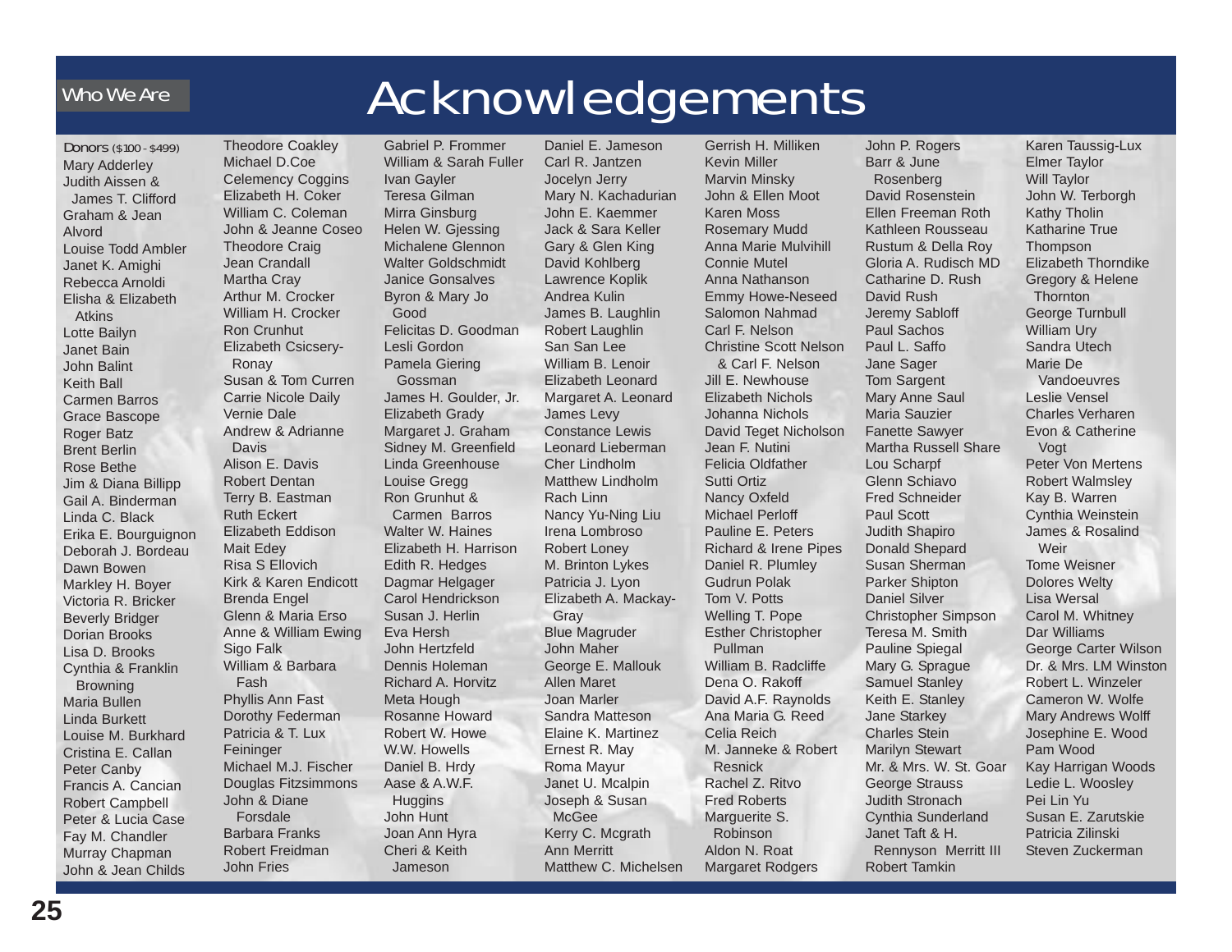Who We Are

# Acknowledgements

**Donors** ($100 - $499)

Mary Adderley
Judith Aissen & James T. Clifford
Graham & Jean Alvord
Louise Todd Ambler
Janet K. Amighi
Rebecca Arnoldi
Elisha & Elizabeth Atkins
Lotte Bailyn
Janet Bain
John Balint
Keith Ball
Carmen Barros
Grace Bascope
Roger Batz
Brent Berlin
Rose Bethe
Jim & Diana Billipp
Gail A. Binderman
Linda C. Black
Erika E. Bourguignon
Deborah J. Bordeau
Dawn Bowen
Markley H. Boyer
Victoria R. Bricker
Beverly Bridger
Dorian Brooks
Lisa D. Brooks
Cynthia & Franklin Browning
Maria Bullen
Linda Burkett
Louise M. Burkhard
Cristina E. Callan
Peter Canby
Francis A. Cancian
Robert Campbell
Peter & Lucia Case
Fay M. Chandler
Murray Chapman
John & Jean Childs
Theodore Coakley
Michael D.Coe
Celemency Coggins
Elizabeth H. Coker
William C. Coleman
John & Jeanne Coseo
Theodore Craig
Jean Crandall
Martha Cray
Arthur M. Crocker
William H. Crocker
Ron Crunhut
Elizabeth Csicsery-Ronay
Susan & Tom Curren
Carrie Nicole Daily
Vernie Dale
Andrew & Adrianne Davis
Alison E. Davis
Robert Dentan
Terry B. Eastman
Ruth Eckert
Elizabeth Eddison
Mait Edey
Risa S Ellovich
Kirk & Karen Endicott
Brenda Engel
Glenn & Maria Erso
Anne & William Ewing
Sigo Falk
William & Barbara Fash
Phyllis Ann Fast
Dorothy Federman
Patricia & T. Lux Feininger
Michael M.J. Fischer
Douglas Fitzsimmons
John & Diane Forsdale
Barbara Franks
Robert Freidman
John Fries
Gabriel P. Frommer
William & Sarah Fuller
Ivan Gayler
Teresa Gilman
Mirra Ginsburg
Helen W. Gjessing
Michalene Glennon
Walter Goldschmidt
Janice Gonsalves
Byron & Mary Jo Good
Felicitas D. Goodman
Lesli Gordon
Pamela Giering Gossman
James H. Goulder, Jr.
Elizabeth Grady
Margaret J. Graham
Sidney M. Greenfield
Linda Greenhouse
Louise Gregg
Ron Grunhut & Carmen Barros
Walter W. Haines
Elizabeth H. Harrison
Edith R. Hedges
Dagmar Helgager
Carol Hendrickson
Susan J. Herlin
Eva Hersh
John Hertzfeld
Dennis Holeman
Richard A. Horvitz
Meta Hough
Rosanne Howard
Robert W. Howe
W.W. Howells
Daniel B. Hrdy
Aase & A.W.F. Huggins
John Hunt
Joan Ann Hyra
Cheri & Keith Jameson
Daniel E. Jameson
Carl R. Jantzen
Jocelyn Jerry
Mary N. Kachadurian
John E. Kaemmer
Jack & Sara Keller
Gary & Glen King
David Kohlberg
Lawrence Koplik
Andrea Kulin
James B. Laughlin
Robert Laughlin
San San Lee
William B. Lenoir
Elizabeth Leonard
Margaret A. Leonard
James Levy
Constance Lewis
Leonard Lieberman
Cher Lindholm
Matthew Lindholm
Rach Linn
Nancy Yu-Ning Liu
Irena Lombroso
Robert Loney
M. Brinton Lykes
Patricia J. Lyon
Elizabeth A. Mackay-Gray
Blue Magruder
John Maher
George E. Mallouk
Allen Maret
Joan Marler
Sandra Matteson
Elaine K. Martinez
Ernest R. May
Roma Mayur
Janet U. Mcalpin
Joseph & Susan McGee
Kerry C. Mcgrath
Ann Merritt
Matthew C. Michelsen
Gerrish H. Milliken
Kevin Miller
Marvin Minsky
John & Ellen Moot
Karen Moss
Rosemary Mudd
Anna Marie Mulvihill
Connie Mutel
Anna Nathanson
Emmy Howe-Neseed
Salomon Nahmad
Carl F. Nelson
Christine Scott Nelson & Carl F. Nelson
Jill E. Newhouse
Elizabeth Nichols
Johanna Nichols
David Teget Nicholson
Jean F. Nutini
Felicia Oldfather
Sutti Ortiz
Nancy Oxfeld
Michael Perloff
Pauline E. Peters
Richard & Irene Pipes
Daniel R. Plumley
Gudrun Polak
Tom V. Potts
Welling T. Pope
Esther Christopher Pullman
William B. Radcliffe
Dena O. Rakoff
David A.F. Raynolds
Ana Maria G. Reed
Celia Reich
M. Janneke & Robert Resnick
Rachel Z. Ritvo
Fred Roberts
Marguerite S. Robinson
Aldon N. Roat
Margaret Rodgers
John P. Rogers
Barr & June Rosenberg
David Rosenstein
Ellen Freeman Roth
Kathleen Rousseau
Rustum & Della Roy
Gloria A. Rudisch MD
Catharine D. Rush
David Rush
Jeremy Sabloff
Paul Sachos
Paul L. Saffo
Jane Sager
Tom Sargent
Mary Anne Saul
Maria Sauzier
Fanette Sawyer
Martha Russell Share
Lou Scharpf
Glenn Schiavo
Fred Schneider
Paul Scott
Judith Shapiro
Donald Shepard
Susan Sherman
Parker Shipton
Daniel Silver
Christopher Simpson
Teresa M. Smith
Pauline Spiegal
Mary G. Sprague
Samuel Stanley
Keith E. Stanley
Jane Starkey
Charles Stein
Marilyn Stewart
Mr. & Mrs. W. St. Goar
George Strauss
Judith Stronach
Cynthia Sunderland
Janet Taft & H. Rennyson Merritt III
Robert Tamkin
Karen Taussig-Lux
Elmer Taylor
Will Taylor
John W. Terborgh
Kathy Tholin
Katharine True Thompson
Elizabeth Thorndike
Gregory & Helene Thornton
George Turnbull
William Ury
Sandra Utech
Marie De Vandoeuvres
Leslie Vensel
Charles Verharen
Evon & Catherine Vogt
Peter Von Mertens
Robert Walmsley
Kay B. Warren
Cynthia Weinstein
James & Rosalind Weir
Tome Weisner
Dolores Welty
Lisa Wersal
Carol M. Whitney
Dar Williams
George Carter Wilson
Dr. & Mrs. LM Winston
Robert L. Winzeler
Cameron W. Wolfe
Mary Andrews Wolff
Josephine E. Wood
Pam Wood
Kay Harrigan Woods
Ledie L. Woosley
Pei Lin Yu
Susan E. Zarutskie
Patricia Zilinski
Steven Zuckerman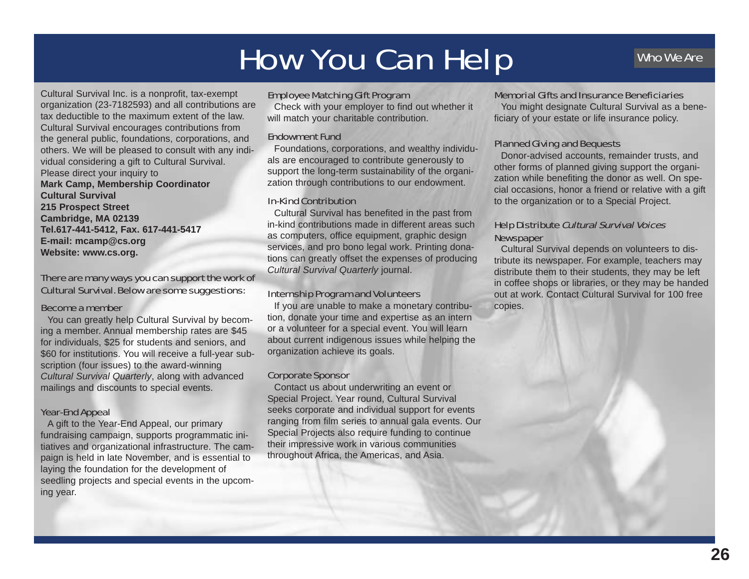# How You Can Help

Cultural Survival Inc. is a nonprofit, tax-exempt organization (23-7182593) and all contributions are tax deductible to the maximum extent of the law. Cultural Survival encourages contributions from the general public, foundations, corporations, and others. We will be pleased to consult with any individual considering a gift to Cultural Survival. Please direct your inquiry to

**Mark Camp, Membership Coordinator**
**Cultural Survival**
**215 Prospect Street**
**Cambridge, MA 02139**
**Tel.617-441-5412, Fax. 617-441-5417**
**E-mail: mcamp@cs.org**
**Website: www.cs.org.**

There are many ways you can support the work of Cultural Survival. Below are some suggestions:

### Become a member

You can greatly help Cultural Survival by becoming a member. Annual membership rates are $45 for individuals, $25 for students and seniors, and $60 for institutions. You will receive a full-year subscription (four issues) to the award-winning *Cultural Survival Quarterly*, along with advanced mailings and discounts to special events.

### Year-End Appeal

A gift to the Year-End Appeal, our primary fundraising campaign, supports programmatic initiatives and organizational infrastructure. The campaign is held in late November, and is essential to laying the foundation for the development of seedling projects and special events in the upcoming year.

### Employee Matching Gift Program

Check with your employer to find out whether it will match your charitable contribution.

### Endowment Fund

Foundations, corporations, and wealthy individuals are encouraged to contribute generously to support the long-term sustainability of the organization through contributions to our endowment.

### In-Kind Contribution

Cultural Survival has benefited in the past from in-kind contributions made in different areas such as computers, office equipment, graphic design services, and pro bono legal work. Printing donations can greatly offset the expenses of producing *Cultural Survival Quarterly* journal.

### Internship Program and Volunteers

If you are unable to make a monetary contribution, donate your time and expertise as an intern or a volunteer for a special event. You will learn about current indigenous issues while helping the organization achieve its goals.

### Corporate Sponsor

Contact us about underwriting an event or Special Project. Year round, Cultural Survival seeks corporate and individual support for events ranging from film series to annual gala events. Our Special Projects also require funding to continue their impressive work in various communities throughout Africa, the Americas, and Asia.

### Memorial Gifts and Insurance Beneficiaries

You might designate Cultural Survival as a beneficiary of your estate or life insurance policy.

### Planned Giving and Bequests

Donor-advised accounts, remainder trusts, and other forms of planned giving support the organization while benefiting the donor as well. On special occasions, honor a friend or relative with a gift to the organization or to a Special Project.

### Help Distribute *Cultural Survival Voices* Newspaper

Cultural Survival depends on volunteers to distribute its newspaper. For example, teachers may distribute them to their students, they may be left in coffee shops or libraries, or they may be handed out at work. Contact Cultural Survival for 100 free copies.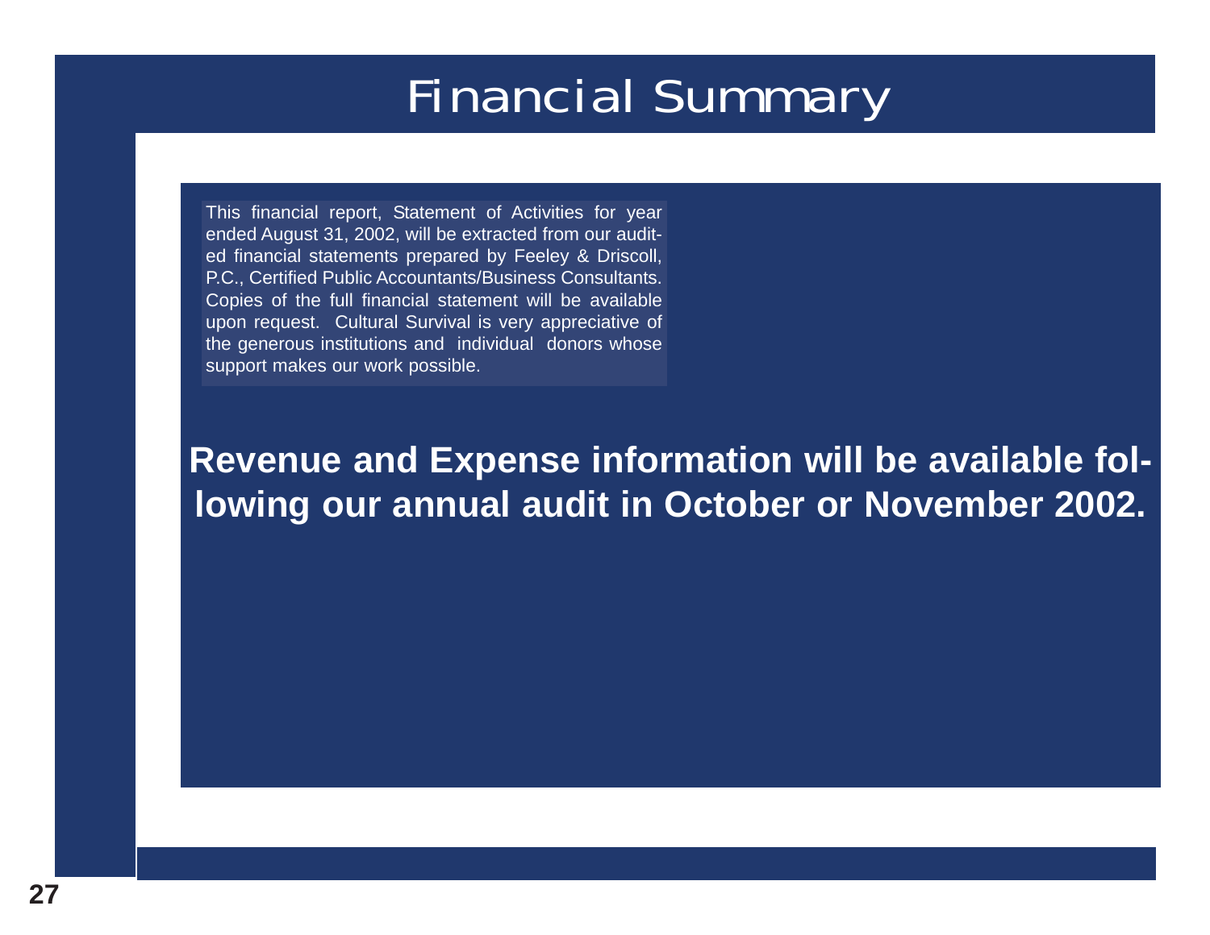# Financial Summary

This financial report, Statement of Activities for year ended August 31, 2002, will be extracted from our audited financial statements prepared by Feeley & Driscoll, P.C., Certified Public Accountants/Business Consultants. Copies of the full financial statement will be available upon request. Cultural Survival is very appreciative of the generous institutions and individual donors whose support makes our work possible.

**Revenue and Expense information will be available following our annual audit in October or November 2002.**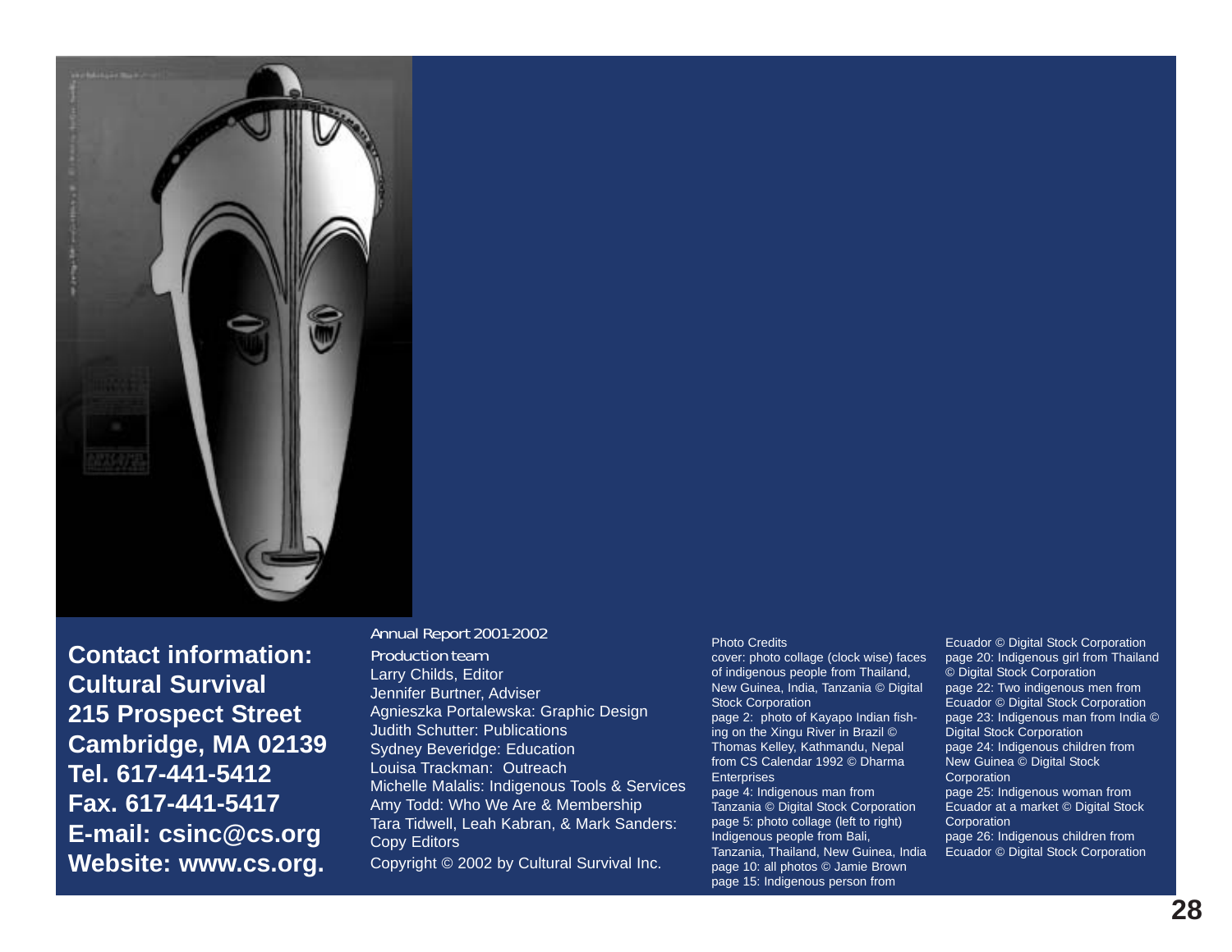**Contact information:**
**Cultural Survival**
**215 Prospect Street**
**Cambridge, MA 02139**
**Tel. 617-441-5412**
**Fax. 617-441-5417**
**E-mail: csinc@cs.org**
**Website: www.cs.org.**

*Annual Report 2001-2002*

*Production team*

Larry Childs, Editor
Jennifer Burtner, Adviser
Agnieszka Portalewska: Graphic Design
Judith Schutter: Publications
Sydney Beveridge: Education
Louisa Trackman: Outreach
Michelle Malalis: Indigenous Tools & Services
Amy Todd: Who We Are & Membership
Tara Tidwell, Leah Kabran, & Mark Sanders: Copy Editors

Copyright © 2002 by Cultural Survival Inc.

Photo Credits

cover: photo collage (clock wise) faces of indigenous people from Thailand, New Guinea, India, Tanzania © Digital Stock Corporation
page 2: photo of Kayapo Indian fishing on the Xingu River in Brazil © Thomas Kelley, Kathmandu, Nepal from CS Calendar 1992 © Dharma Enterprises
page 4: Indigenous man from Tanzania © Digital Stock Corporation
page 5: photo collage (left to right) Indigenous people from Bali, Tanzania, Thailand, New Guinea, India
page 10: all photos © Jamie Brown
page 15: Indigenous person from Ecuador © Digital Stock Corporation
page 20: Indigenous girl from Thailand © Digital Stock Corporation
page 22: Two indigenous men from Ecuador © Digital Stock Corporation
page 23: Indigenous man from India © Digital Stock Corporation
page 24: Indigenous children from New Guinea © Digital Stock Corporation
page 25: Indigenous woman from Ecuador at a market © Digital Stock Corporation
page 26: Indigenous children from Ecuador © Digital Stock Corporation